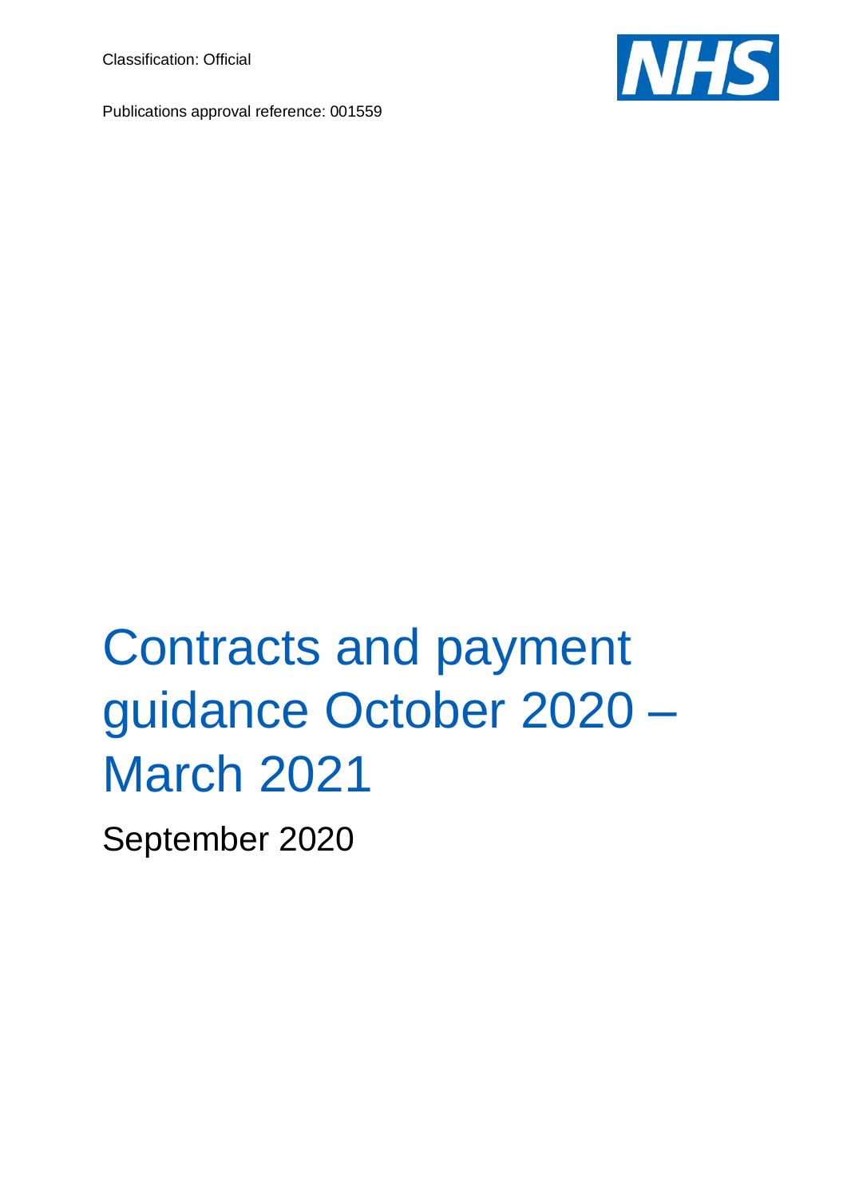Classification: Official

Publications approval reference: 001559

# Contracts and payment guidance October 2020 – March 2021

September 2020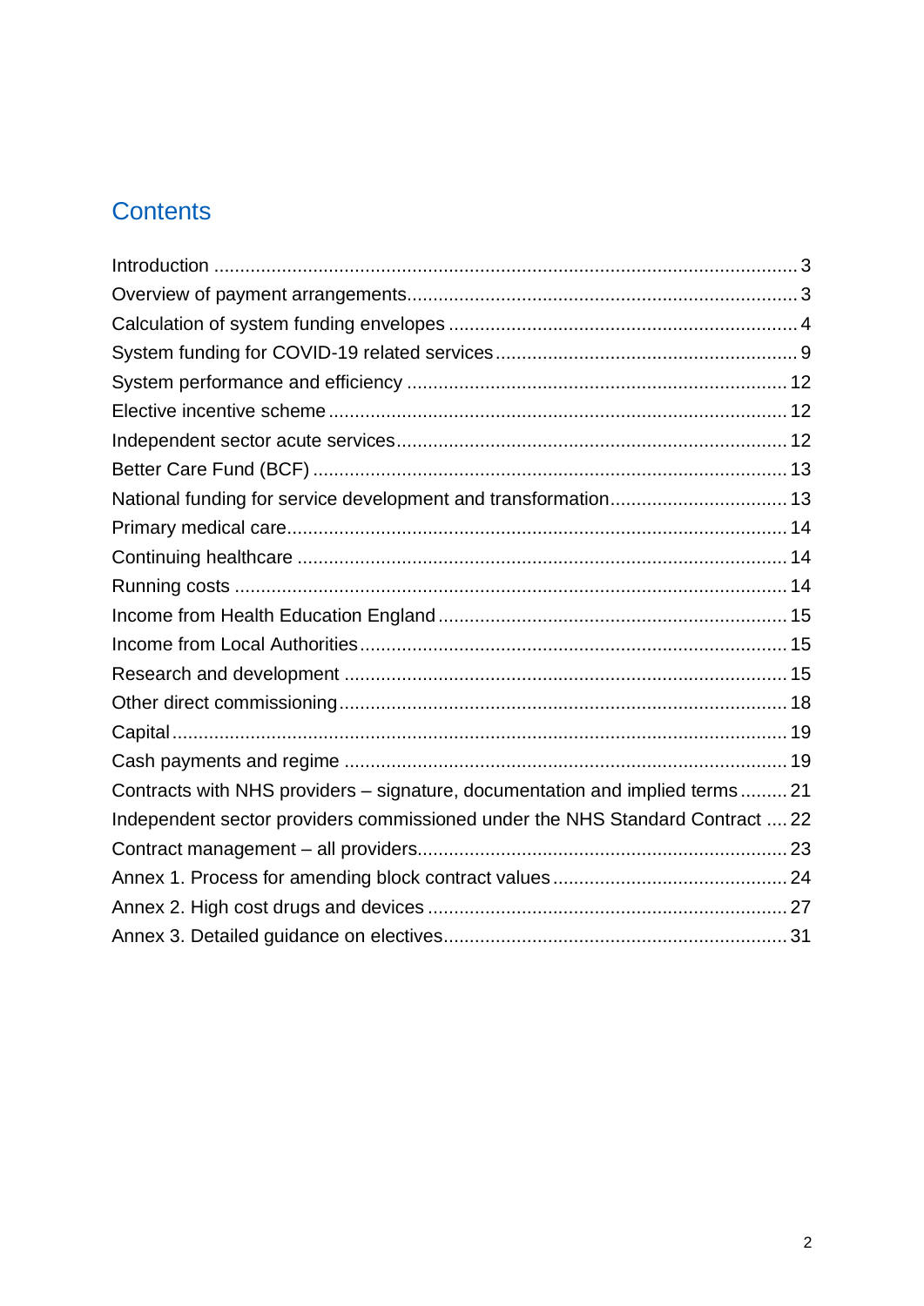# Contents

Introduction ..... 3
Overview of payment arrangements ..... 3
Calculation of system funding envelopes ..... 4
System funding for COVID-19 related services ..... 9
System performance and efficiency ..... 12
Elective incentive scheme ..... 12
Independent sector acute services ..... 12
Better Care Fund (BCF) ..... 13
National funding for service development and transformation ..... 13
Primary medical care ..... 14
Continuing healthcare ..... 14
Running costs ..... 14
Income from Health Education England ..... 15
Income from Local Authorities ..... 15
Research and development ..... 15
Other direct commissioning ..... 18
Capital ..... 19
Cash payments and regime ..... 19
Contracts with NHS providers – signature, documentation and implied terms ..... 21
Independent sector providers commissioned under the NHS Standard Contract ..... 22
Contract management – all providers ..... 23
Annex 1. Process for amending block contract values ..... 24
Annex 2. High cost drugs and devices ..... 27
Annex 3. Detailed guidance on electives ..... 31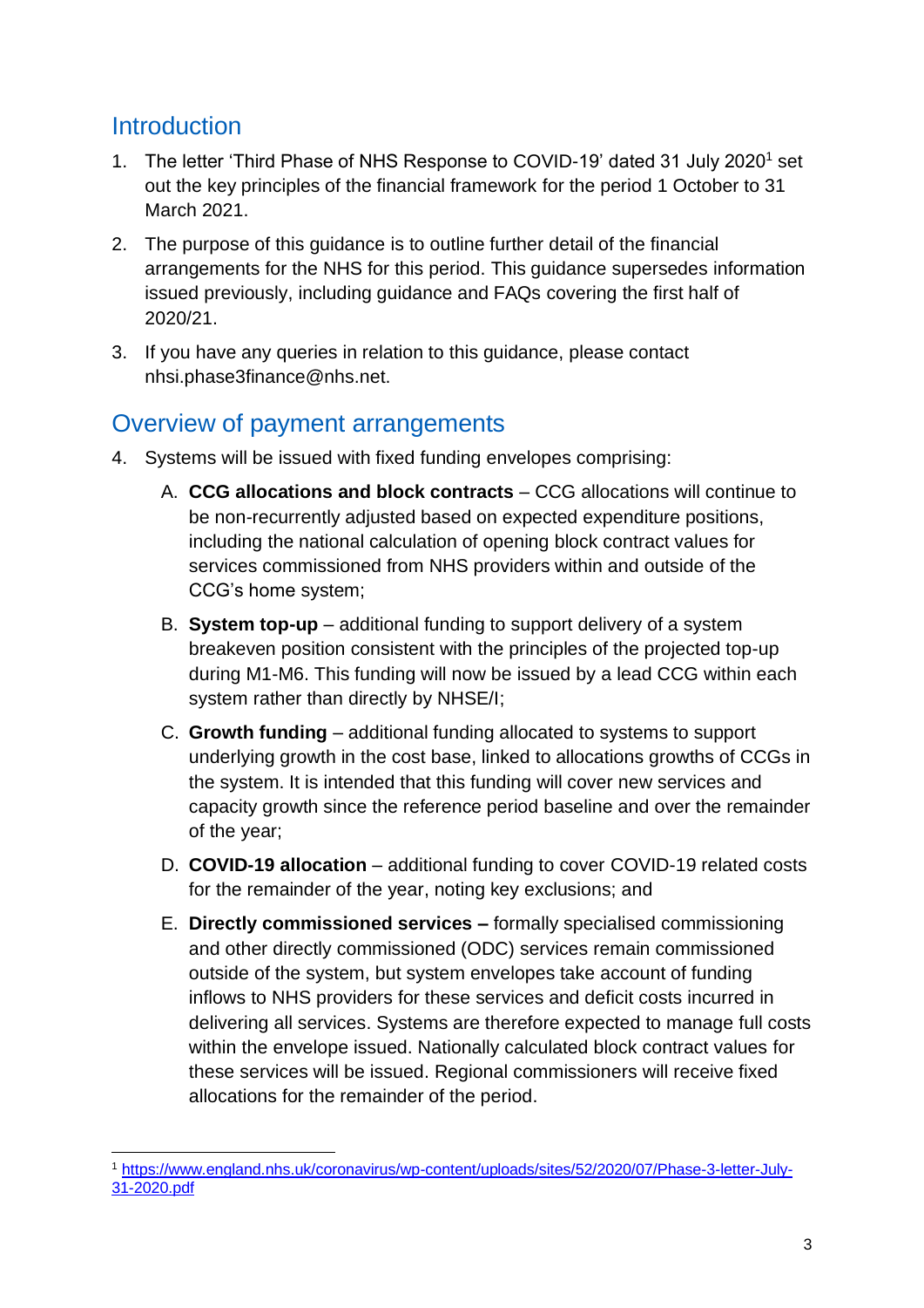## Introduction

1. The letter 'Third Phase of NHS Response to COVID-19' dated 31 July 2020[1] set out the key principles of the financial framework for the period 1 October to 31 March 2021.

2. The purpose of this guidance is to outline further detail of the financial arrangements for the NHS for this period. This guidance supersedes information issued previously, including guidance and FAQs covering the first half of 2020/21.

3. If you have any queries in relation to this guidance, please contact nhsi.phase3finance@nhs.net.

## Overview of payment arrangements

4. Systems will be issued with fixed funding envelopes comprising:

   A. **CCG allocations and block contracts** – CCG allocations will continue to be non-recurrently adjusted based on expected expenditure positions, including the national calculation of opening block contract values for services commissioned from NHS providers within and outside of the CCG's home system;

   B. **System top-up** – additional funding to support delivery of a system breakeven position consistent with the principles of the projected top-up during M1-M6. This funding will now be issued by a lead CCG within each system rather than directly by NHSE/I;

   C. **Growth funding** – additional funding allocated to systems to support underlying growth in the cost base, linked to allocations growths of CCGs in the system. It is intended that this funding will cover new services and capacity growth since the reference period baseline and over the remainder of the year;

   D. **COVID-19 allocation** – additional funding to cover COVID-19 related costs for the remainder of the year, noting key exclusions; and

   E. **Directly commissioned services –** formally specialised commissioning and other directly commissioned (ODC) services remain commissioned outside of the system, but system envelopes take account of funding inflows to NHS providers for these services and deficit costs incurred in delivering all services. Systems are therefore expected to manage full costs within the envelope issued. Nationally calculated block contract values for these services will be issued. Regional commissioners will receive fixed allocations for the remainder of the period.

---

[1] https://www.england.nhs.uk/coronavirus/wp-content/uploads/sites/52/2020/07/Phase-3-letter-July-31-2020.pdf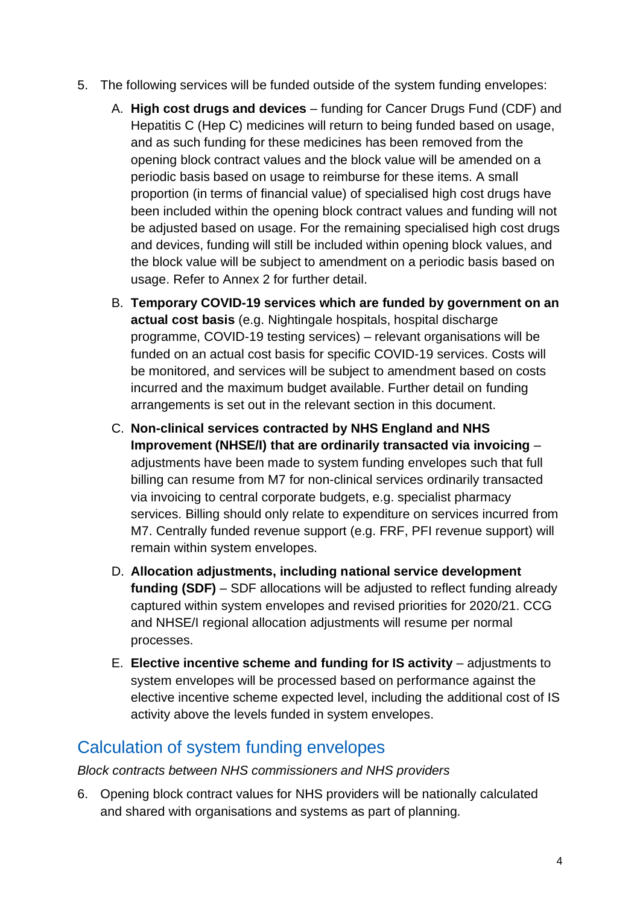5. The following services will be funded outside of the system funding envelopes:

   A. **High cost drugs and devices** – funding for Cancer Drugs Fund (CDF) and Hepatitis C (Hep C) medicines will return to being funded based on usage, and as such funding for these medicines has been removed from the opening block contract values and the block value will be amended on a periodic basis based on usage to reimburse for these items. A small proportion (in terms of financial value) of specialised high cost drugs have been included within the opening block contract values and funding will not be adjusted based on usage. For the remaining specialised high cost drugs and devices, funding will still be included within opening block values, and the block value will be subject to amendment on a periodic basis based on usage. Refer to Annex 2 for further detail.

   B. **Temporary COVID-19 services which are funded by government on an actual cost basis** (e.g. Nightingale hospitals, hospital discharge programme, COVID-19 testing services) – relevant organisations will be funded on an actual cost basis for specific COVID-19 services. Costs will be monitored, and services will be subject to amendment based on costs incurred and the maximum budget available. Further detail on funding arrangements is set out in the relevant section in this document.

   C. **Non-clinical services contracted by NHS England and NHS Improvement (NHSE/I) that are ordinarily transacted via invoicing** – adjustments have been made to system funding envelopes such that full billing can resume from M7 for non-clinical services ordinarily transacted via invoicing to central corporate budgets, e.g. specialist pharmacy services. Billing should only relate to expenditure on services incurred from M7. Centrally funded revenue support (e.g. FRF, PFI revenue support) will remain within system envelopes.

   D. **Allocation adjustments, including national service development funding (SDF)** – SDF allocations will be adjusted to reflect funding already captured within system envelopes and revised priorities for 2020/21. CCG and NHSE/I regional allocation adjustments will resume per normal processes.

   E. **Elective incentive scheme and funding for IS activity** – adjustments to system envelopes will be processed based on performance against the elective incentive scheme expected level, including the additional cost of IS activity above the levels funded in system envelopes.

## Calculation of system funding envelopes

*Block contracts between NHS commissioners and NHS providers*

6. Opening block contract values for NHS providers will be nationally calculated and shared with organisations and systems as part of planning.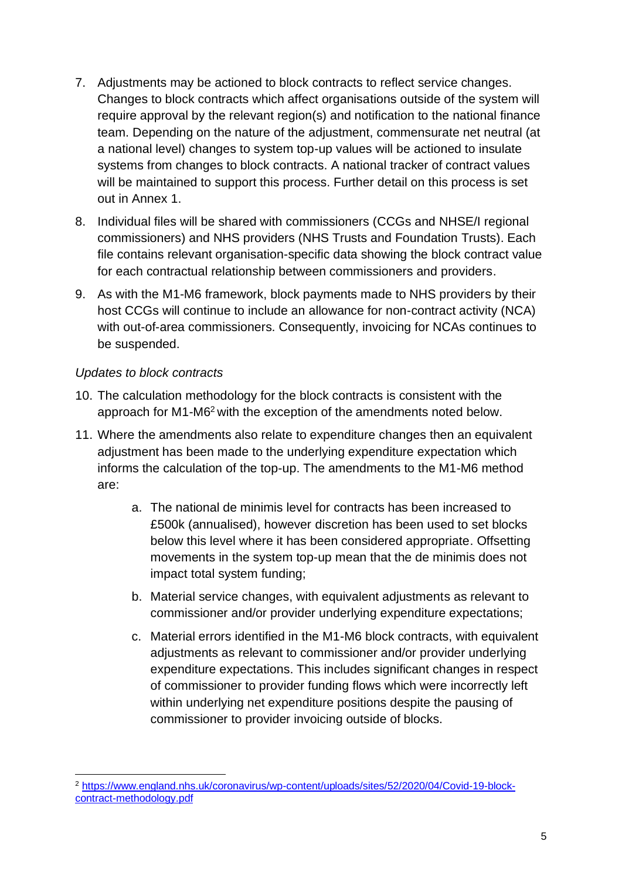7. Adjustments may be actioned to block contracts to reflect service changes. Changes to block contracts which affect organisations outside of the system will require approval by the relevant region(s) and notification to the national finance team. Depending on the nature of the adjustment, commensurate net neutral (at a national level) changes to system top-up values will be actioned to insulate systems from changes to block contracts. A national tracker of contract values will be maintained to support this process. Further detail on this process is set out in Annex 1.

8. Individual files will be shared with commissioners (CCGs and NHSE/I regional commissioners) and NHS providers (NHS Trusts and Foundation Trusts). Each file contains relevant organisation-specific data showing the block contract value for each contractual relationship between commissioners and providers.

9. As with the M1-M6 framework, block payments made to NHS providers by their host CCGs will continue to include an allowance for non-contract activity (NCA) with out-of-area commissioners. Consequently, invoicing for NCAs continues to be suspended.

*Updates to block contracts*

10. The calculation methodology for the block contracts is consistent with the approach for M1-M6[2] with the exception of the amendments noted below.

11. Where the amendments also relate to expenditure changes then an equivalent adjustment has been made to the underlying expenditure expectation which informs the calculation of the top-up. The amendments to the M1-M6 method are:

    a. The national de minimis level for contracts has been increased to £500k (annualised), however discretion has been used to set blocks below this level where it has been considered appropriate. Offsetting movements in the system top-up mean that the de minimis does not impact total system funding;

    b. Material service changes, with equivalent adjustments as relevant to commissioner and/or provider underlying expenditure expectations;

    c. Material errors identified in the M1-M6 block contracts, with equivalent adjustments as relevant to commissioner and/or provider underlying expenditure expectations. This includes significant changes in respect of commissioner to provider funding flows which were incorrectly left within underlying net expenditure positions despite the pausing of commissioner to provider invoicing outside of blocks.

---

[2] https://www.england.nhs.uk/coronavirus/wp-content/uploads/sites/52/2020/04/Covid-19-block-contract-methodology.pdf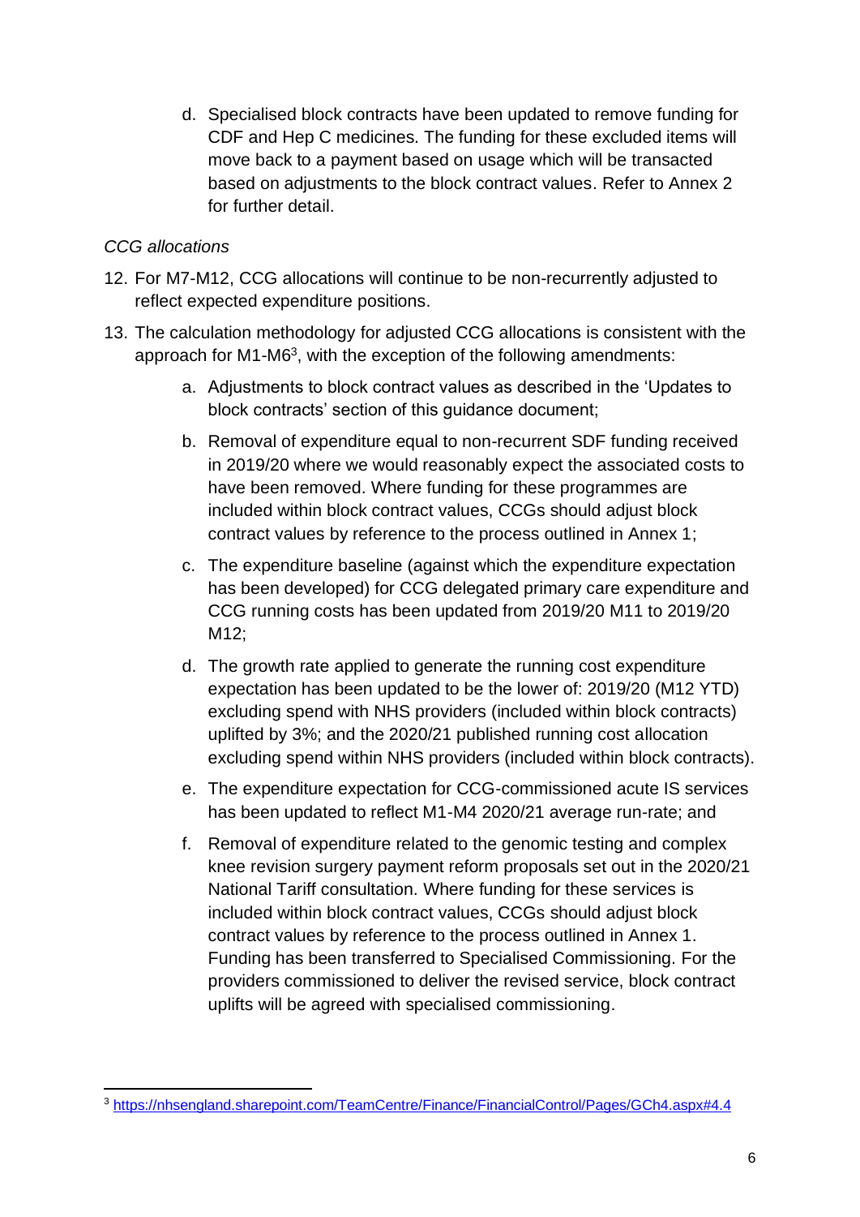d. Specialised block contracts have been updated to remove funding for CDF and Hep C medicines. The funding for these excluded items will move back to a payment based on usage which will be transacted based on adjustments to the block contract values. Refer to Annex 2 for further detail.

*CCG allocations*

12. For M7-M12, CCG allocations will continue to be non-recurrently adjusted to reflect expected expenditure positions.

13. The calculation methodology for adjusted CCG allocations is consistent with the approach for M1-M6[3], with the exception of the following amendments:

    a. Adjustments to block contract values as described in the 'Updates to block contracts' section of this guidance document;

    b. Removal of expenditure equal to non-recurrent SDF funding received in 2019/20 where we would reasonably expect the associated costs to have been removed. Where funding for these programmes are included within block contract values, CCGs should adjust block contract values by reference to the process outlined in Annex 1;

    c. The expenditure baseline (against which the expenditure expectation has been developed) for CCG delegated primary care expenditure and CCG running costs has been updated from 2019/20 M11 to 2019/20 M12;

    d. The growth rate applied to generate the running cost expenditure expectation has been updated to be the lower of: 2019/20 (M12 YTD) excluding spend with NHS providers (included within block contracts) uplifted by 3%; and the 2020/21 published running cost allocation excluding spend within NHS providers (included within block contracts).

    e. The expenditure expectation for CCG-commissioned acute IS services has been updated to reflect M1-M4 2020/21 average run-rate; and

    f. Removal of expenditure related to the genomic testing and complex knee revision surgery payment reform proposals set out in the 2020/21 National Tariff consultation. Where funding for these services is included within block contract values, CCGs should adjust block contract values by reference to the process outlined in Annex 1. Funding has been transferred to Specialised Commissioning. For the providers commissioned to deliver the revised service, block contract uplifts will be agreed with specialised commissioning.

---

[3] https://nhsengland.sharepoint.com/TeamCentre/Finance/FinancialControl/Pages/GCh4.aspx#4.4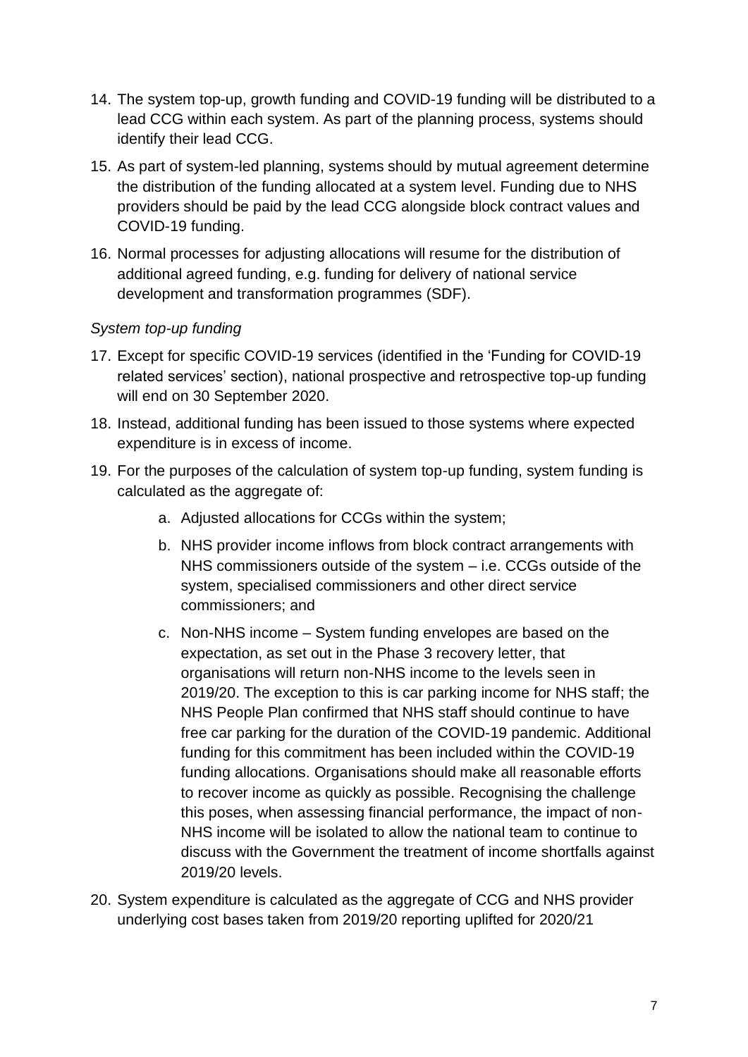14. The system top-up, growth funding and COVID-19 funding will be distributed to a lead CCG within each system. As part of the planning process, systems should identify their lead CCG.
15. As part of system-led planning, systems should by mutual agreement determine the distribution of the funding allocated at a system level. Funding due to NHS providers should be paid by the lead CCG alongside block contract values and COVID-19 funding.
16. Normal processes for adjusting allocations will resume for the distribution of additional agreed funding, e.g. funding for delivery of national service development and transformation programmes (SDF).

*System top-up funding*

17. Except for specific COVID-19 services (identified in the 'Funding for COVID-19 related services' section), national prospective and retrospective top-up funding will end on 30 September 2020.
18. Instead, additional funding has been issued to those systems where expected expenditure is in excess of income.
19. For the purposes of the calculation of system top-up funding, system funding is calculated as the aggregate of:
    a. Adjusted allocations for CCGs within the system;
    b. NHS provider income inflows from block contract arrangements with NHS commissioners outside of the system – i.e. CCGs outside of the system, specialised commissioners and other direct service commissioners; and
    c. Non-NHS income – System funding envelopes are based on the expectation, as set out in the Phase 3 recovery letter, that organisations will return non-NHS income to the levels seen in 2019/20. The exception to this is car parking income for NHS staff; the NHS People Plan confirmed that NHS staff should continue to have free car parking for the duration of the COVID-19 pandemic. Additional funding for this commitment has been included within the COVID-19 funding allocations. Organisations should make all reasonable efforts to recover income as quickly as possible. Recognising the challenge this poses, when assessing financial performance, the impact of non-NHS income will be isolated to allow the national team to continue to discuss with the Government the treatment of income shortfalls against 2019/20 levels.
20. System expenditure is calculated as the aggregate of CCG and NHS provider underlying cost bases taken from 2019/20 reporting uplifted for 2020/21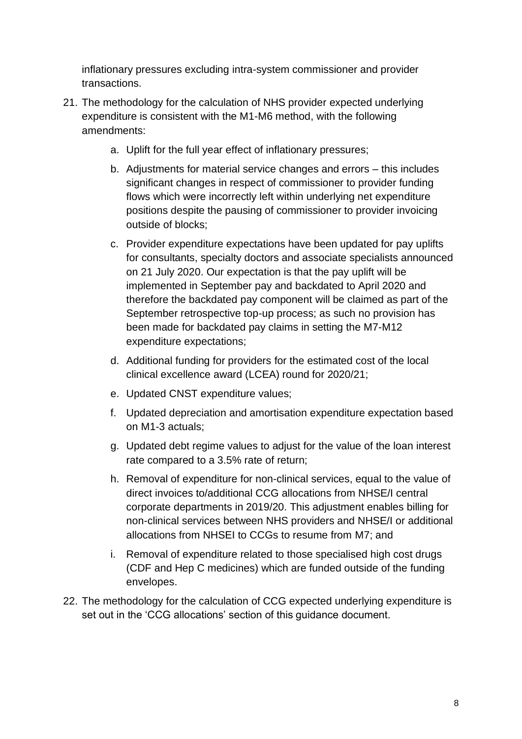inflationary pressures excluding intra-system commissioner and provider transactions.

21. The methodology for the calculation of NHS provider expected underlying expenditure is consistent with the M1-M6 method, with the following amendments:

    a. Uplift for the full year effect of inflationary pressures;

    b. Adjustments for material service changes and errors – this includes significant changes in respect of commissioner to provider funding flows which were incorrectly left within underlying net expenditure positions despite the pausing of commissioner to provider invoicing outside of blocks;

    c. Provider expenditure expectations have been updated for pay uplifts for consultants, specialty doctors and associate specialists announced on 21 July 2020. Our expectation is that the pay uplift will be implemented in September pay and backdated to April 2020 and therefore the backdated pay component will be claimed as part of the September retrospective top-up process; as such no provision has been made for backdated pay claims in setting the M7-M12 expenditure expectations;

    d. Additional funding for providers for the estimated cost of the local clinical excellence award (LCEA) round for 2020/21;

    e. Updated CNST expenditure values;

    f. Updated depreciation and amortisation expenditure expectation based on M1-3 actuals;

    g. Updated debt regime values to adjust for the value of the loan interest rate compared to a 3.5% rate of return;

    h. Removal of expenditure for non-clinical services, equal to the value of direct invoices to/additional CCG allocations from NHSE/I central corporate departments in 2019/20. This adjustment enables billing for non-clinical services between NHS providers and NHSE/I or additional allocations from NHSEI to CCGs to resume from M7; and

    i. Removal of expenditure related to those specialised high cost drugs (CDF and Hep C medicines) which are funded outside of the funding envelopes.

22. The methodology for the calculation of CCG expected underlying expenditure is set out in the 'CCG allocations' section of this guidance document.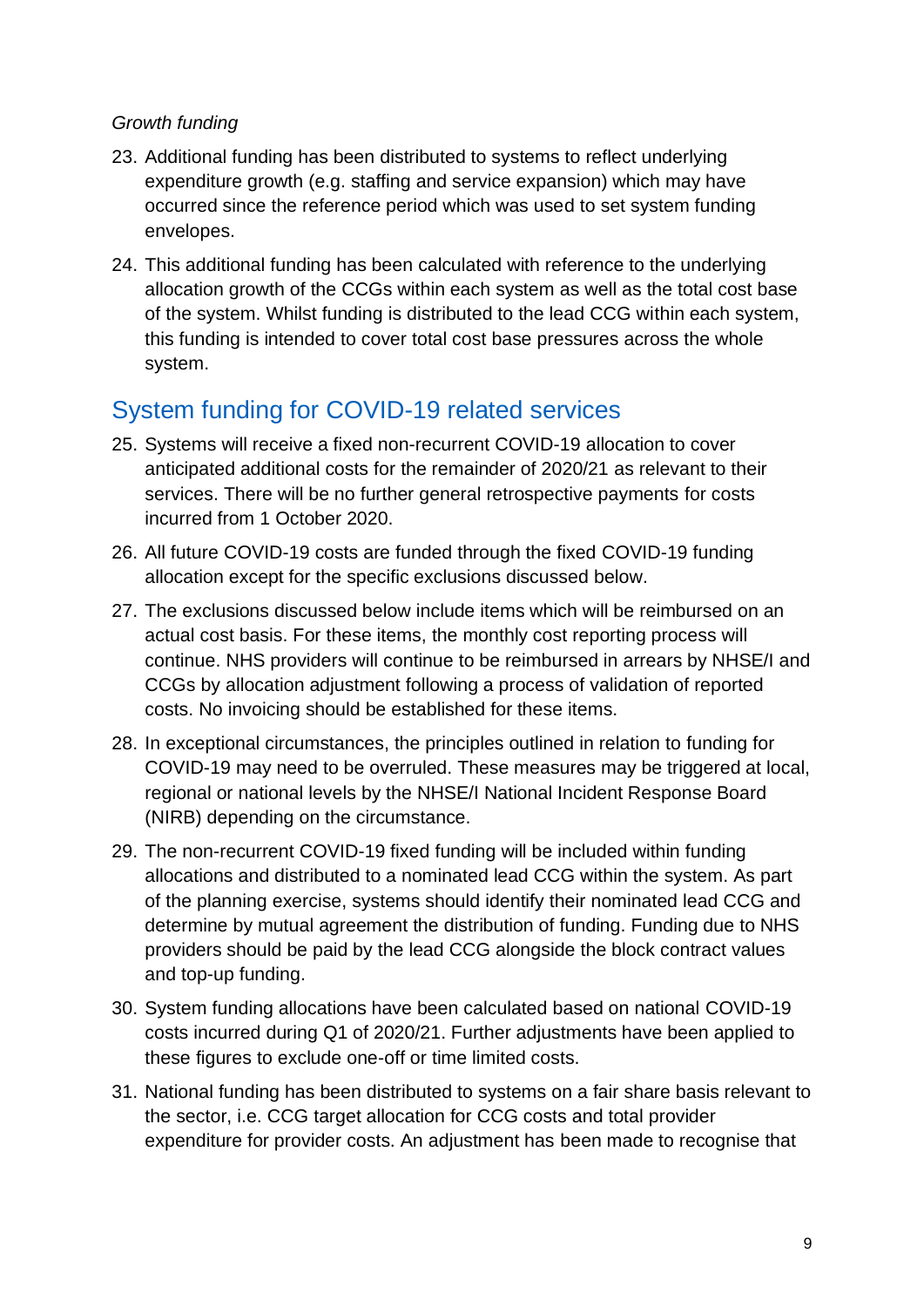*Growth funding*

23. Additional funding has been distributed to systems to reflect underlying expenditure growth (e.g. staffing and service expansion) which may have occurred since the reference period which was used to set system funding envelopes.

24. This additional funding has been calculated with reference to the underlying allocation growth of the CCGs within each system as well as the total cost base of the system. Whilst funding is distributed to the lead CCG within each system, this funding is intended to cover total cost base pressures across the whole system.

## System funding for COVID-19 related services

25. Systems will receive a fixed non-recurrent COVID-19 allocation to cover anticipated additional costs for the remainder of 2020/21 as relevant to their services. There will be no further general retrospective payments for costs incurred from 1 October 2020.

26. All future COVID-19 costs are funded through the fixed COVID-19 funding allocation except for the specific exclusions discussed below.

27. The exclusions discussed below include items which will be reimbursed on an actual cost basis. For these items, the monthly cost reporting process will continue. NHS providers will continue to be reimbursed in arrears by NHSE/I and CCGs by allocation adjustment following a process of validation of reported costs. No invoicing should be established for these items.

28. In exceptional circumstances, the principles outlined in relation to funding for COVID-19 may need to be overruled. These measures may be triggered at local, regional or national levels by the NHSE/I National Incident Response Board (NIRB) depending on the circumstance.

29. The non-recurrent COVID-19 fixed funding will be included within funding allocations and distributed to a nominated lead CCG within the system. As part of the planning exercise, systems should identify their nominated lead CCG and determine by mutual agreement the distribution of funding. Funding due to NHS providers should be paid by the lead CCG alongside the block contract values and top-up funding.

30. System funding allocations have been calculated based on national COVID-19 costs incurred during Q1 of 2020/21. Further adjustments have been applied to these figures to exclude one-off or time limited costs.

31. National funding has been distributed to systems on a fair share basis relevant to the sector, i.e. CCG target allocation for CCG costs and total provider expenditure for provider costs. An adjustment has been made to recognise that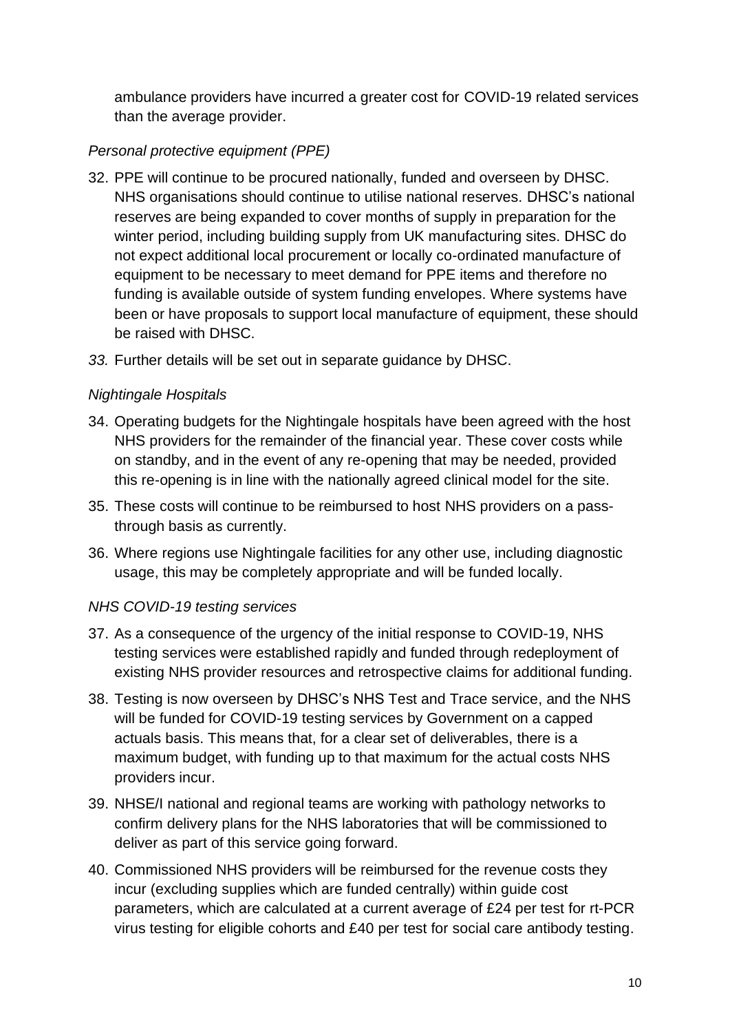ambulance providers have incurred a greater cost for COVID-19 related services than the average provider.

*Personal protective equipment (PPE)*

32. PPE will continue to be procured nationally, funded and overseen by DHSC. NHS organisations should continue to utilise national reserves. DHSC's national reserves are being expanded to cover months of supply in preparation for the winter period, including building supply from UK manufacturing sites. DHSC do not expect additional local procurement or locally co-ordinated manufacture of equipment to be necessary to meet demand for PPE items and therefore no funding is available outside of system funding envelopes. Where systems have been or have proposals to support local manufacture of equipment, these should be raised with DHSC.

33. Further details will be set out in separate guidance by DHSC.

*Nightingale Hospitals*

34. Operating budgets for the Nightingale hospitals have been agreed with the host NHS providers for the remainder of the financial year. These cover costs while on standby, and in the event of any re-opening that may be needed, provided this re-opening is in line with the nationally agreed clinical model for the site.

35. These costs will continue to be reimbursed to host NHS providers on a pass-through basis as currently.

36. Where regions use Nightingale facilities for any other use, including diagnostic usage, this may be completely appropriate and will be funded locally.

*NHS COVID-19 testing services*

37. As a consequence of the urgency of the initial response to COVID-19, NHS testing services were established rapidly and funded through redeployment of existing NHS provider resources and retrospective claims for additional funding.

38. Testing is now overseen by DHSC's NHS Test and Trace service, and the NHS will be funded for COVID-19 testing services by Government on a capped actuals basis. This means that, for a clear set of deliverables, there is a maximum budget, with funding up to that maximum for the actual costs NHS providers incur.

39. NHSE/I national and regional teams are working with pathology networks to confirm delivery plans for the NHS laboratories that will be commissioned to deliver as part of this service going forward.

40. Commissioned NHS providers will be reimbursed for the revenue costs they incur (excluding supplies which are funded centrally) within guide cost parameters, which are calculated at a current average of £24 per test for rt-PCR virus testing for eligible cohorts and £40 per test for social care antibody testing.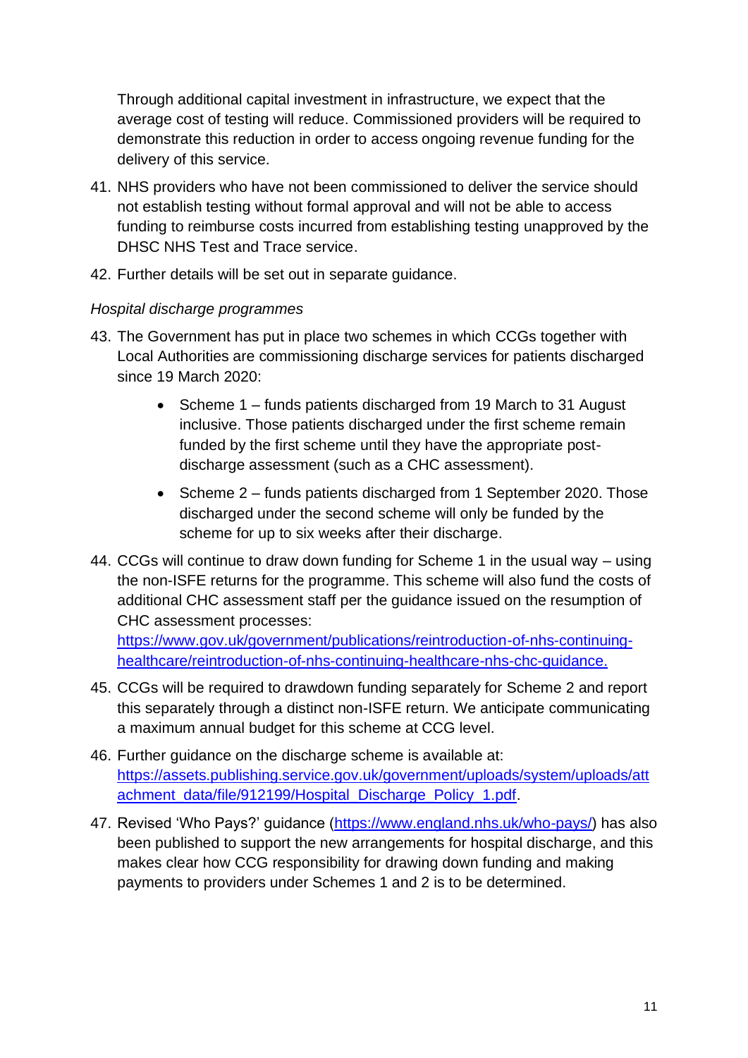Through additional capital investment in infrastructure, we expect that the average cost of testing will reduce. Commissioned providers will be required to demonstrate this reduction in order to access ongoing revenue funding for the delivery of this service.

41. NHS providers who have not been commissioned to deliver the service should not establish testing without formal approval and will not be able to access funding to reimburse costs incurred from establishing testing unapproved by the DHSC NHS Test and Trace service.
42. Further details will be set out in separate guidance.

*Hospital discharge programmes*

43. The Government has put in place two schemes in which CCGs together with Local Authorities are commissioning discharge services for patients discharged since 19 March 2020:
    - Scheme 1 – funds patients discharged from 19 March to 31 August inclusive. Those patients discharged under the first scheme remain funded by the first scheme until they have the appropriate post-discharge assessment (such as a CHC assessment).
    - Scheme 2 – funds patients discharged from 1 September 2020. Those discharged under the second scheme will only be funded by the scheme for up to six weeks after their discharge.
44. CCGs will continue to draw down funding for Scheme 1 in the usual way – using the non-ISFE returns for the programme. This scheme will also fund the costs of additional CHC assessment staff per the guidance issued on the resumption of CHC assessment processes: [https://www.gov.uk/government/publications/reintroduction-of-nhs-continuing-healthcare/reintroduction-of-nhs-continuing-healthcare-nhs-chc-guidance.](https://www.gov.uk/government/publications/reintroduction-of-nhs-continuing-healthcare/reintroduction-of-nhs-continuing-healthcare-nhs-chc-guidance)
45. CCGs will be required to drawdown funding separately for Scheme 2 and report this separately through a distinct non-ISFE return. We anticipate communicating a maximum annual budget for this scheme at CCG level.
46. Further guidance on the discharge scheme is available at: [https://assets.publishing.service.gov.uk/government/uploads/system/uploads/attachment_data/file/912199/Hospital_Discharge_Policy_1.pdf](https://assets.publishing.service.gov.uk/government/uploads/system/uploads/attachment_data/file/912199/Hospital_Discharge_Policy_1.pdf).
47. Revised 'Who Pays?' guidance ([https://www.england.nhs.uk/who-pays/](https://www.england.nhs.uk/who-pays/)) has also been published to support the new arrangements for hospital discharge, and this makes clear how CCG responsibility for drawing down funding and making payments to providers under Schemes 1 and 2 is to be determined.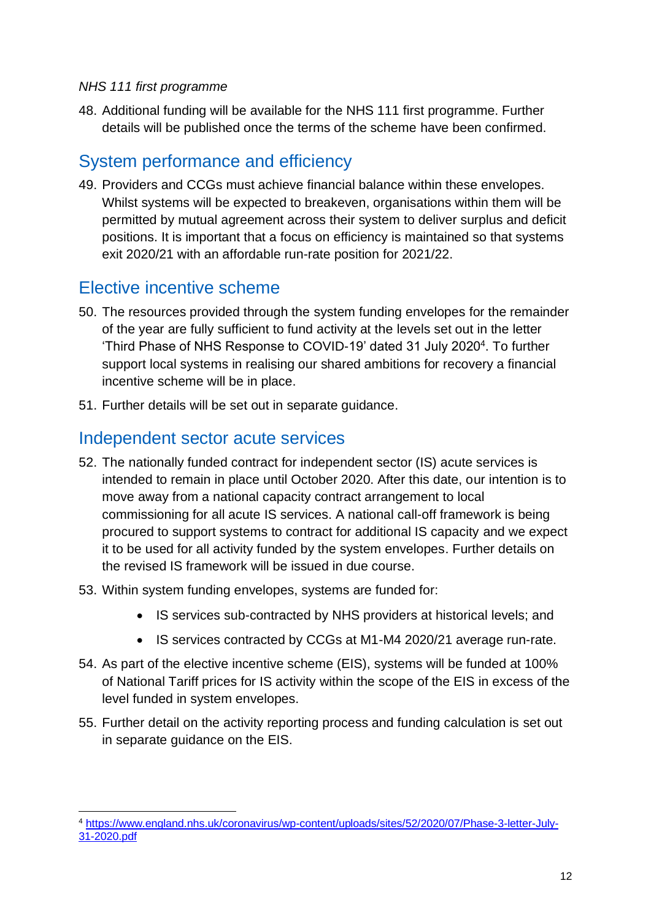*NHS 111 first programme*

48. Additional funding will be available for the NHS 111 first programme. Further details will be published once the terms of the scheme have been confirmed.

## System performance and efficiency

49. Providers and CCGs must achieve financial balance within these envelopes. Whilst systems will be expected to breakeven, organisations within them will be permitted by mutual agreement across their system to deliver surplus and deficit positions. It is important that a focus on efficiency is maintained so that systems exit 2020/21 with an affordable run-rate position for 2021/22.

## Elective incentive scheme

50. The resources provided through the system funding envelopes for the remainder of the year are fully sufficient to fund activity at the levels set out in the letter 'Third Phase of NHS Response to COVID-19' dated 31 July 2020[4]. To further support local systems in realising our shared ambitions for recovery a financial incentive scheme will be in place.
51. Further details will be set out in separate guidance.

## Independent sector acute services

52. The nationally funded contract for independent sector (IS) acute services is intended to remain in place until October 2020. After this date, our intention is to move away from a national capacity contract arrangement to local commissioning for all acute IS services. A national call-off framework is being procured to support systems to contract for additional IS capacity and we expect it to be used for all activity funded by the system envelopes. Further details on the revised IS framework will be issued in due course.
53. Within system funding envelopes, systems are funded for:
    - IS services sub-contracted by NHS providers at historical levels; and
    - IS services contracted by CCGs at M1-M4 2020/21 average run-rate.
54. As part of the elective incentive scheme (EIS), systems will be funded at 100% of National Tariff prices for IS activity within the scope of the EIS in excess of the level funded in system envelopes.
55. Further detail on the activity reporting process and funding calculation is set out in separate guidance on the EIS.

---

[4] https://www.england.nhs.uk/coronavirus/wp-content/uploads/sites/52/2020/07/Phase-3-letter-July-31-2020.pdf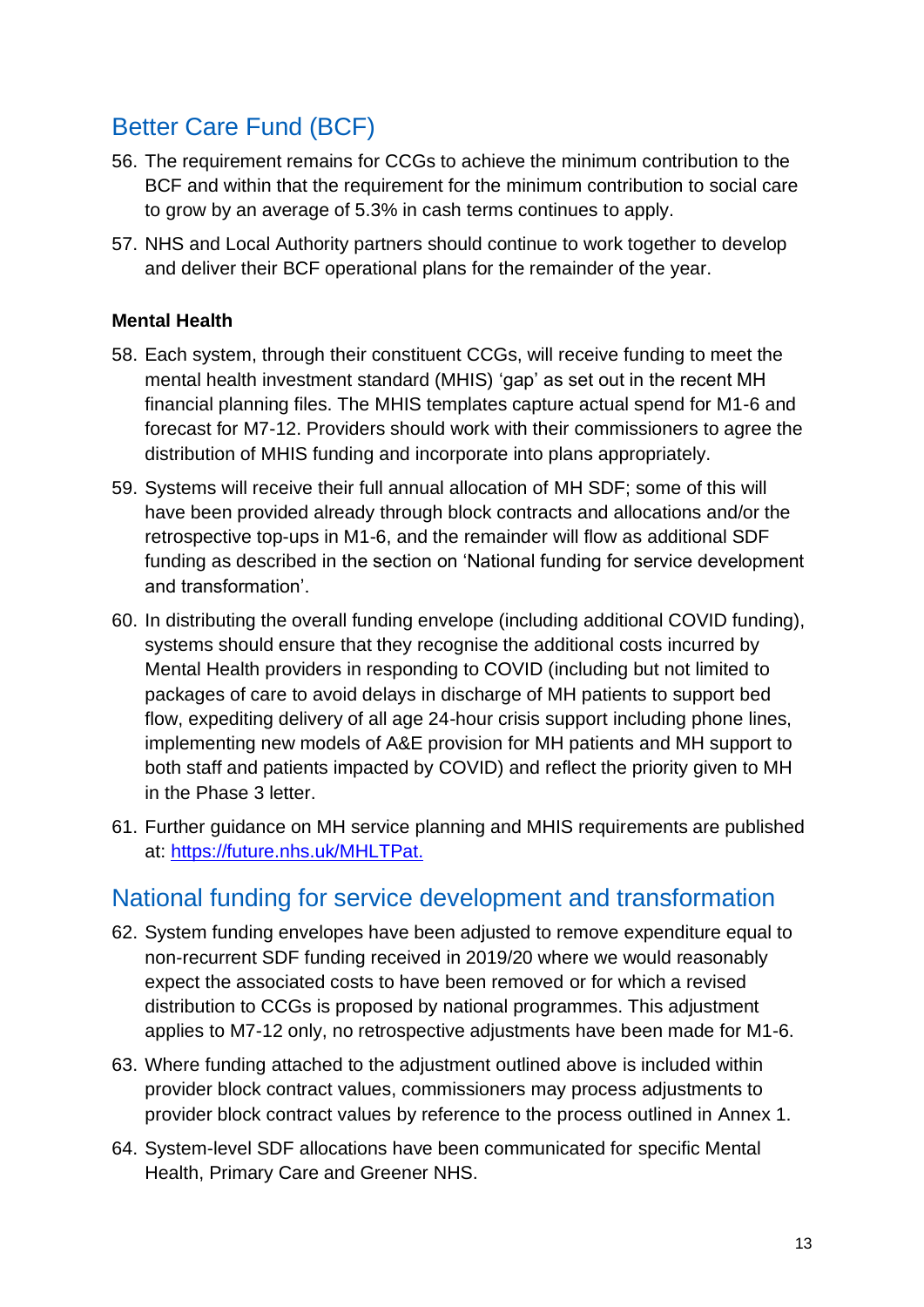## Better Care Fund (BCF)

56. The requirement remains for CCGs to achieve the minimum contribution to the BCF and within that the requirement for the minimum contribution to social care to grow by an average of 5.3% in cash terms continues to apply.
57. NHS and Local Authority partners should continue to work together to develop and deliver their BCF operational plans for the remainder of the year.

**Mental Health**

58. Each system, through their constituent CCGs, will receive funding to meet the mental health investment standard (MHIS) 'gap' as set out in the recent MH financial planning files. The MHIS templates capture actual spend for M1-6 and forecast for M7-12. Providers should work with their commissioners to agree the distribution of MHIS funding and incorporate into plans appropriately.
59. Systems will receive their full annual allocation of MH SDF; some of this will have been provided already through block contracts and allocations and/or the retrospective top-ups in M1-6, and the remainder will flow as additional SDF funding as described in the section on 'National funding for service development and transformation'.
60. In distributing the overall funding envelope (including additional COVID funding), systems should ensure that they recognise the additional costs incurred by Mental Health providers in responding to COVID (including but not limited to packages of care to avoid delays in discharge of MH patients to support bed flow, expediting delivery of all age 24-hour crisis support including phone lines, implementing new models of A&E provision for MH patients and MH support to both staff and patients impacted by COVID) and reflect the priority given to MH in the Phase 3 letter.
61. Further guidance on MH service planning and MHIS requirements are published at: [https://future.nhs.uk/MHLTPat.](https://future.nhs.uk/MHLTPat)

## National funding for service development and transformation

62. System funding envelopes have been adjusted to remove expenditure equal to non-recurrent SDF funding received in 2019/20 where we would reasonably expect the associated costs to have been removed or for which a revised distribution to CCGs is proposed by national programmes. This adjustment applies to M7-12 only, no retrospective adjustments have been made for M1-6.
63. Where funding attached to the adjustment outlined above is included within provider block contract values, commissioners may process adjustments to provider block contract values by reference to the process outlined in Annex 1.
64. System-level SDF allocations have been communicated for specific Mental Health, Primary Care and Greener NHS.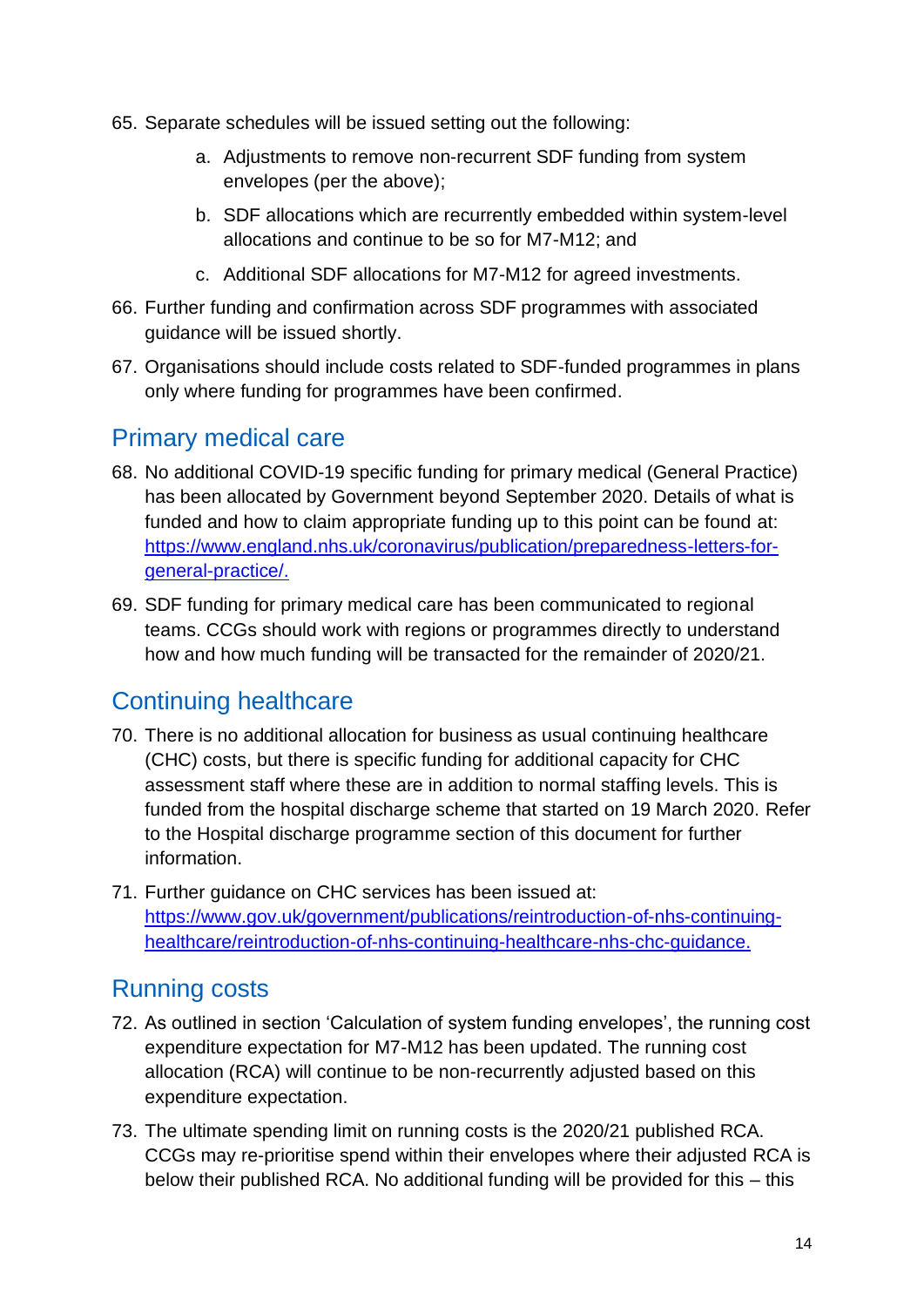65. Separate schedules will be issued setting out the following:

    a. Adjustments to remove non-recurrent SDF funding from system envelopes (per the above);

    b. SDF allocations which are recurrently embedded within system-level allocations and continue to be so for M7-M12; and

    c. Additional SDF allocations for M7-M12 for agreed investments.

66. Further funding and confirmation across SDF programmes with associated guidance will be issued shortly.

67. Organisations should include costs related to SDF-funded programmes in plans only where funding for programmes have been confirmed.

## Primary medical care

68. No additional COVID-19 specific funding for primary medical (General Practice) has been allocated by Government beyond September 2020. Details of what is funded and how to claim appropriate funding up to this point can be found at: [https://www.england.nhs.uk/coronavirus/publication/preparedness-letters-for-general-practice/.](https://www.england.nhs.uk/coronavirus/publication/preparedness-letters-for-general-practice/)

69. SDF funding for primary medical care has been communicated to regional teams. CCGs should work with regions or programmes directly to understand how and how much funding will be transacted for the remainder of 2020/21.

## Continuing healthcare

70. There is no additional allocation for business as usual continuing healthcare (CHC) costs, but there is specific funding for additional capacity for CHC assessment staff where these are in addition to normal staffing levels. This is funded from the hospital discharge scheme that started on 19 March 2020. Refer to the Hospital discharge programme section of this document for further information.

71. Further guidance on CHC services has been issued at: [https://www.gov.uk/government/publications/reintroduction-of-nhs-continuing-healthcare/reintroduction-of-nhs-continuing-healthcare-nhs-chc-guidance.](https://www.gov.uk/government/publications/reintroduction-of-nhs-continuing-healthcare/reintroduction-of-nhs-continuing-healthcare-nhs-chc-guidance)

## Running costs

72. As outlined in section 'Calculation of system funding envelopes', the running cost expenditure expectation for M7-M12 has been updated. The running cost allocation (RCA) will continue to be non-recurrently adjusted based on this expenditure expectation.

73. The ultimate spending limit on running costs is the 2020/21 published RCA. CCGs may re-prioritise spend within their envelopes where their adjusted RCA is below their published RCA. No additional funding will be provided for this – this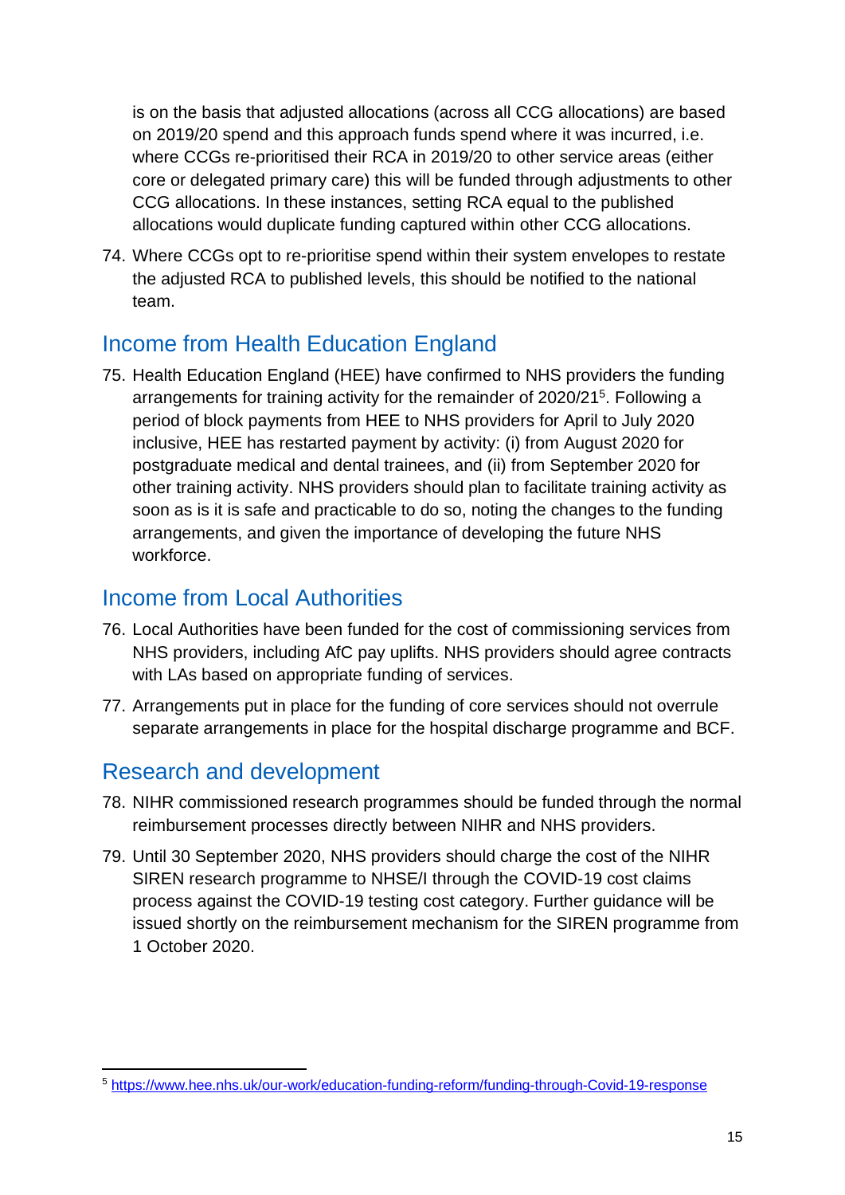is on the basis that adjusted allocations (across all CCG allocations) are based on 2019/20 spend and this approach funds spend where it was incurred, i.e. where CCGs re-prioritised their RCA in 2019/20 to other service areas (either core or delegated primary care) this will be funded through adjustments to other CCG allocations. In these instances, setting RCA equal to the published allocations would duplicate funding captured within other CCG allocations.

74. Where CCGs opt to re-prioritise spend within their system envelopes to restate the adjusted RCA to published levels, this should be notified to the national team.

## Income from Health Education England

75. Health Education England (HEE) have confirmed to NHS providers the funding arrangements for training activity for the remainder of 2020/21[5]. Following a period of block payments from HEE to NHS providers for April to July 2020 inclusive, HEE has restarted payment by activity: (i) from August 2020 for postgraduate medical and dental trainees, and (ii) from September 2020 for other training activity. NHS providers should plan to facilitate training activity as soon as is it is safe and practicable to do so, noting the changes to the funding arrangements, and given the importance of developing the future NHS workforce.

## Income from Local Authorities

76. Local Authorities have been funded for the cost of commissioning services from NHS providers, including AfC pay uplifts. NHS providers should agree contracts with LAs based on appropriate funding of services.

77. Arrangements put in place for the funding of core services should not overrule separate arrangements in place for the hospital discharge programme and BCF.

## Research and development

78. NIHR commissioned research programmes should be funded through the normal reimbursement processes directly between NIHR and NHS providers.

79. Until 30 September 2020, NHS providers should charge the cost of the NIHR SIREN research programme to NHSE/I through the COVID-19 cost claims process against the COVID-19 testing cost category. Further guidance will be issued shortly on the reimbursement mechanism for the SIREN programme from 1 October 2020.

---

[5] https://www.hee.nhs.uk/our-work/education-funding-reform/funding-through-Covid-19-response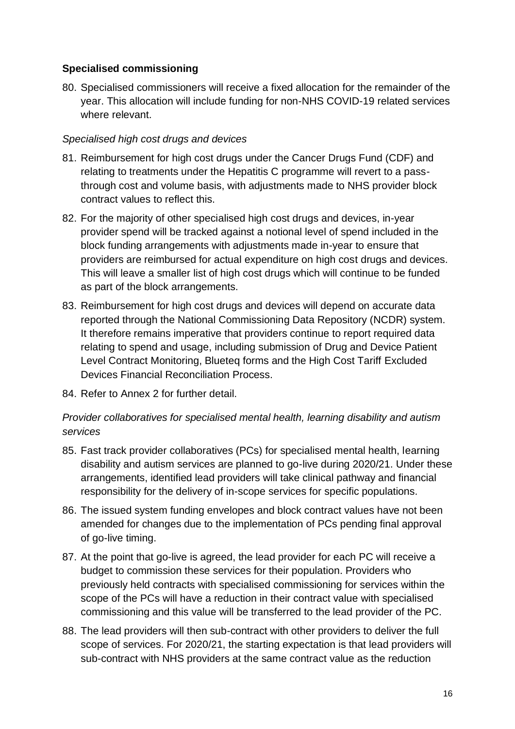**Specialised commissioning**

80. Specialised commissioners will receive a fixed allocation for the remainder of the year. This allocation will include funding for non-NHS COVID-19 related services where relevant.

*Specialised high cost drugs and devices*

81. Reimbursement for high cost drugs under the Cancer Drugs Fund (CDF) and relating to treatments under the Hepatitis C programme will revert to a pass-through cost and volume basis, with adjustments made to NHS provider block contract values to reflect this.
82. For the majority of other specialised high cost drugs and devices, in-year provider spend will be tracked against a notional level of spend included in the block funding arrangements with adjustments made in-year to ensure that providers are reimbursed for actual expenditure on high cost drugs and devices. This will leave a smaller list of high cost drugs which will continue to be funded as part of the block arrangements.
83. Reimbursement for high cost drugs and devices will depend on accurate data reported through the National Commissioning Data Repository (NCDR) system. It therefore remains imperative that providers continue to report required data relating to spend and usage, including submission of Drug and Device Patient Level Contract Monitoring, Blueteq forms and the High Cost Tariff Excluded Devices Financial Reconciliation Process.
84. Refer to Annex 2 for further detail.

*Provider collaboratives for specialised mental health, learning disability and autism services*

85. Fast track provider collaboratives (PCs) for specialised mental health, learning disability and autism services are planned to go-live during 2020/21. Under these arrangements, identified lead providers will take clinical pathway and financial responsibility for the delivery of in-scope services for specific populations.
86. The issued system funding envelopes and block contract values have not been amended for changes due to the implementation of PCs pending final approval of go-live timing.
87. At the point that go-live is agreed, the lead provider for each PC will receive a budget to commission these services for their population. Providers who previously held contracts with specialised commissioning for services within the scope of the PCs will have a reduction in their contract value with specialised commissioning and this value will be transferred to the lead provider of the PC.
88. The lead providers will then sub-contract with other providers to deliver the full scope of services. For 2020/21, the starting expectation is that lead providers will sub-contract with NHS providers at the same contract value as the reduction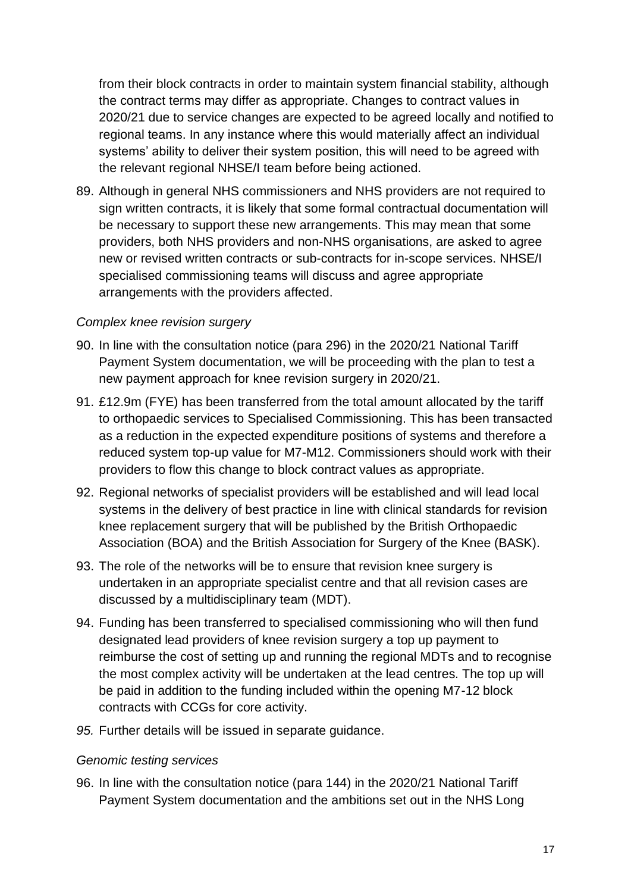from their block contracts in order to maintain system financial stability, although the contract terms may differ as appropriate. Changes to contract values in 2020/21 due to service changes are expected to be agreed locally and notified to regional teams. In any instance where this would materially affect an individual systems' ability to deliver their system position, this will need to be agreed with the relevant regional NHSE/I team before being actioned.

89. Although in general NHS commissioners and NHS providers are not required to sign written contracts, it is likely that some formal contractual documentation will be necessary to support these new arrangements. This may mean that some providers, both NHS providers and non-NHS organisations, are asked to agree new or revised written contracts or sub-contracts for in-scope services. NHSE/I specialised commissioning teams will discuss and agree appropriate arrangements with the providers affected.

*Complex knee revision surgery*

90. In line with the consultation notice (para 296) in the 2020/21 National Tariff Payment System documentation, we will be proceeding with the plan to test a new payment approach for knee revision surgery in 2020/21.
91. £12.9m (FYE) has been transferred from the total amount allocated by the tariff to orthopaedic services to Specialised Commissioning. This has been transacted as a reduction in the expected expenditure positions of systems and therefore a reduced system top-up value for M7-M12. Commissioners should work with their providers to flow this change to block contract values as appropriate.
92. Regional networks of specialist providers will be established and will lead local systems in the delivery of best practice in line with clinical standards for revision knee replacement surgery that will be published by the British Orthopaedic Association (BOA) and the British Association for Surgery of the Knee (BASK).
93. The role of the networks will be to ensure that revision knee surgery is undertaken in an appropriate specialist centre and that all revision cases are discussed by a multidisciplinary team (MDT).
94. Funding has been transferred to specialised commissioning who will then fund designated lead providers of knee revision surgery a top up payment to reimburse the cost of setting up and running the regional MDTs and to recognise the most complex activity will be undertaken at the lead centres. The top up will be paid in addition to the funding included within the opening M7-12 block contracts with CCGs for core activity.
95. Further details will be issued in separate guidance.

*Genomic testing services*

96. In line with the consultation notice (para 144) in the 2020/21 National Tariff Payment System documentation and the ambitions set out in the NHS Long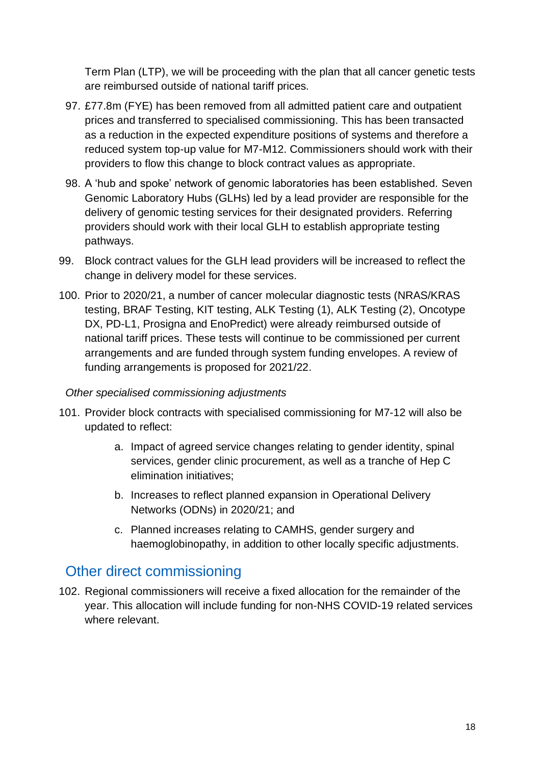Term Plan (LTP), we will be proceeding with the plan that all cancer genetic tests are reimbursed outside of national tariff prices.

97. £77.8m (FYE) has been removed from all admitted patient care and outpatient prices and transferred to specialised commissioning. This has been transacted as a reduction in the expected expenditure positions of systems and therefore a reduced system top-up value for M7-M12. Commissioners should work with their providers to flow this change to block contract values as appropriate.

98. A 'hub and spoke' network of genomic laboratories has been established. Seven Genomic Laboratory Hubs (GLHs) led by a lead provider are responsible for the delivery of genomic testing services for their designated providers. Referring providers should work with their local GLH to establish appropriate testing pathways.

99. Block contract values for the GLH lead providers will be increased to reflect the change in delivery model for these services.

100. Prior to 2020/21, a number of cancer molecular diagnostic tests (NRAS/KRAS testing, BRAF Testing, KIT testing, ALK Testing (1), ALK Testing (2), Oncotype DX, PD-L1, Prosigna and EnoPredict) were already reimbursed outside of national tariff prices. These tests will continue to be commissioned per current arrangements and are funded through system funding envelopes. A review of funding arrangements is proposed for 2021/22.

*Other specialised commissioning adjustments*

101. Provider block contracts with specialised commissioning for M7-12 will also be updated to reflect:

    a. Impact of agreed service changes relating to gender identity, spinal services, gender clinic procurement, as well as a tranche of Hep C elimination initiatives;

    b. Increases to reflect planned expansion in Operational Delivery Networks (ODNs) in 2020/21; and

    c. Planned increases relating to CAMHS, gender surgery and haemoglobinopathy, in addition to other locally specific adjustments.

## Other direct commissioning

102. Regional commissioners will receive a fixed allocation for the remainder of the year. This allocation will include funding for non-NHS COVID-19 related services where relevant.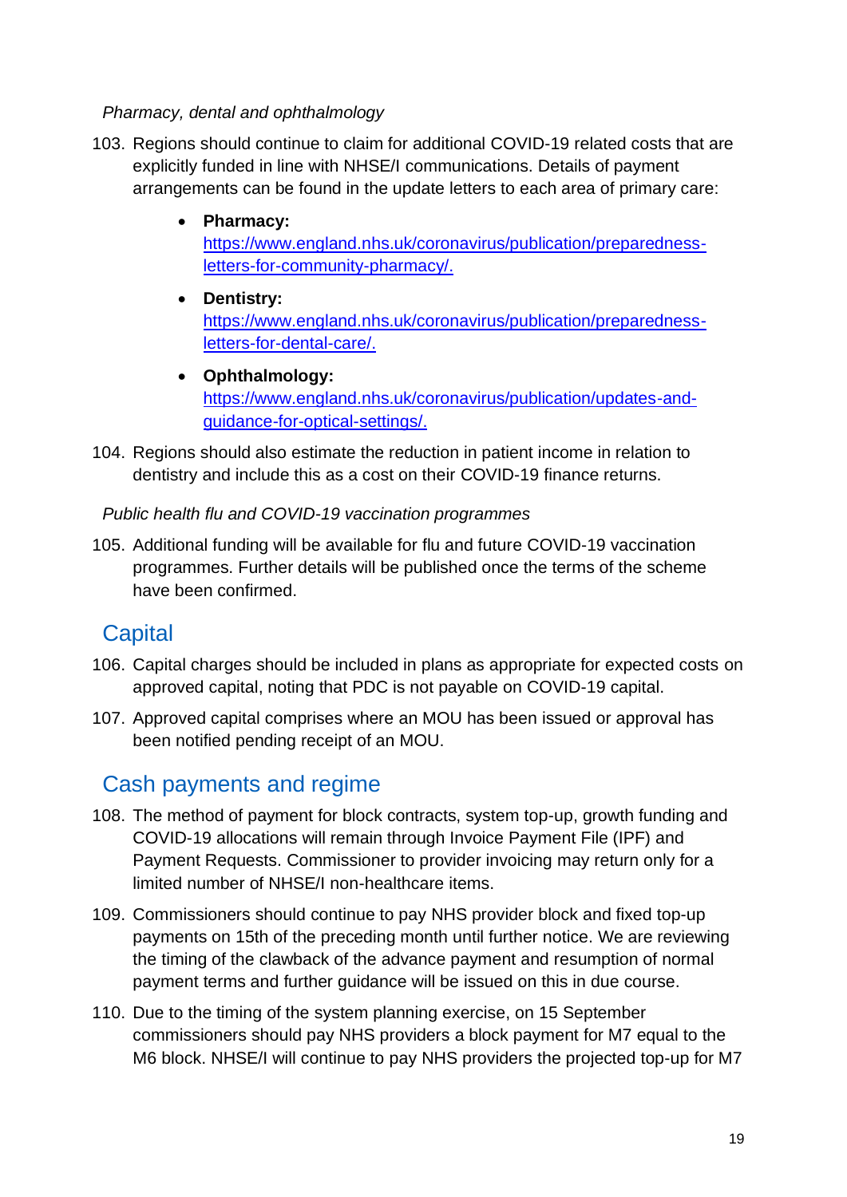*Pharmacy, dental and ophthalmology*

103. Regions should continue to claim for additional COVID-19 related costs that are explicitly funded in line with NHSE/I communications. Details of payment arrangements can be found in the update letters to each area of primary care:

    - **Pharmacy:** https://www.england.nhs.uk/coronavirus/publication/preparedness-letters-for-community-pharmacy/.
    - **Dentistry:** https://www.england.nhs.uk/coronavirus/publication/preparedness-letters-for-dental-care/.
    - **Ophthalmology:** https://www.england.nhs.uk/coronavirus/publication/updates-and-guidance-for-optical-settings/.

104. Regions should also estimate the reduction in patient income in relation to dentistry and include this as a cost on their COVID-19 finance returns.

*Public health flu and COVID-19 vaccination programmes*

105. Additional funding will be available for flu and future COVID-19 vaccination programmes. Further details will be published once the terms of the scheme have been confirmed.

## Capital

106. Capital charges should be included in plans as appropriate for expected costs on approved capital, noting that PDC is not payable on COVID-19 capital.

107. Approved capital comprises where an MOU has been issued or approval has been notified pending receipt of an MOU.

## Cash payments and regime

108. The method of payment for block contracts, system top-up, growth funding and COVID-19 allocations will remain through Invoice Payment File (IPF) and Payment Requests. Commissioner to provider invoicing may return only for a limited number of NHSE/I non-healthcare items.

109. Commissioners should continue to pay NHS provider block and fixed top-up payments on 15th of the preceding month until further notice. We are reviewing the timing of the clawback of the advance payment and resumption of normal payment terms and further guidance will be issued on this in due course.

110. Due to the timing of the system planning exercise, on 15 September commissioners should pay NHS providers a block payment for M7 equal to the M6 block. NHSE/I will continue to pay NHS providers the projected top-up for M7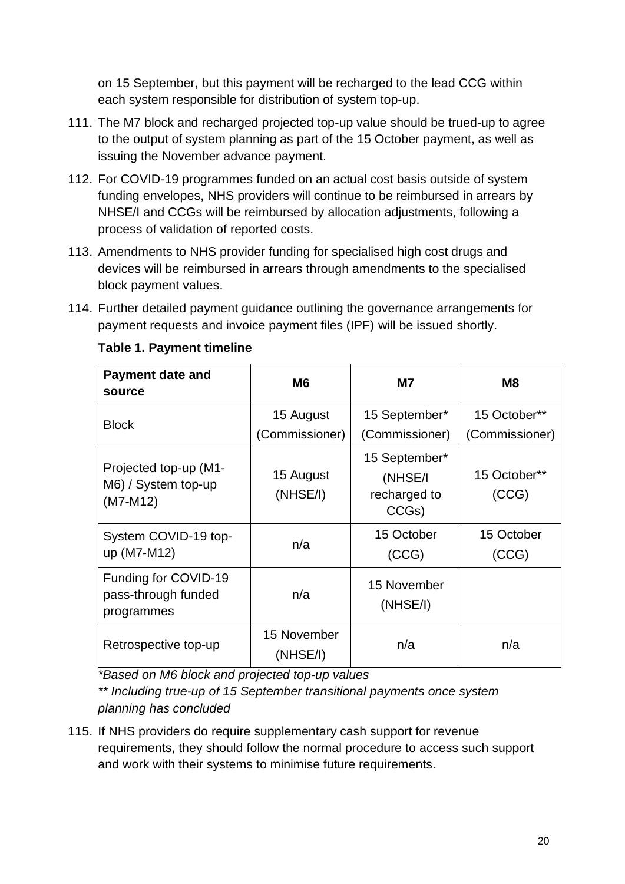on 15 September, but this payment will be recharged to the lead CCG within each system responsible for distribution of system top-up.

111. The M7 block and recharged projected top-up value should be trued-up to agree to the output of system planning as part of the 15 October payment, as well as issuing the November advance payment.

112. For COVID-19 programmes funded on an actual cost basis outside of system funding envelopes, NHS providers will continue to be reimbursed in arrears by NHSE/I and CCGs will be reimbursed by allocation adjustments, following a process of validation of reported costs.

113. Amendments to NHS provider funding for specialised high cost drugs and devices will be reimbursed in arrears through amendments to the specialised block payment values.

114. Further detailed payment guidance outlining the governance arrangements for payment requests and invoice payment files (IPF) will be issued shortly.

**Table 1. Payment timeline**

| Payment date and source | M6 | M7 | M8 |
|---|---|---|---|
| Block | 15 August (Commissioner) | 15 September* (Commissioner) | 15 October** (Commissioner) |
| Projected top-up (M1-M6) / System top-up (M7-M12) | 15 August (NHSE/I) | 15 September* (NHSE/I recharged to CCGs) | 15 October** (CCG) |
| System COVID-19 top-up (M7-M12) | n/a | 15 October (CCG) | 15 October (CCG) |
| Funding for COVID-19 pass-through funded programmes | n/a | 15 November (NHSE/I) | |
| Retrospective top-up | 15 November (NHSE/I) | n/a | n/a |

*\*Based on M6 block and projected top-up values*
*\*\* Including true-up of 15 September transitional payments once system planning has concluded*

115. If NHS providers do require supplementary cash support for revenue requirements, they should follow the normal procedure to access such support and work with their systems to minimise future requirements.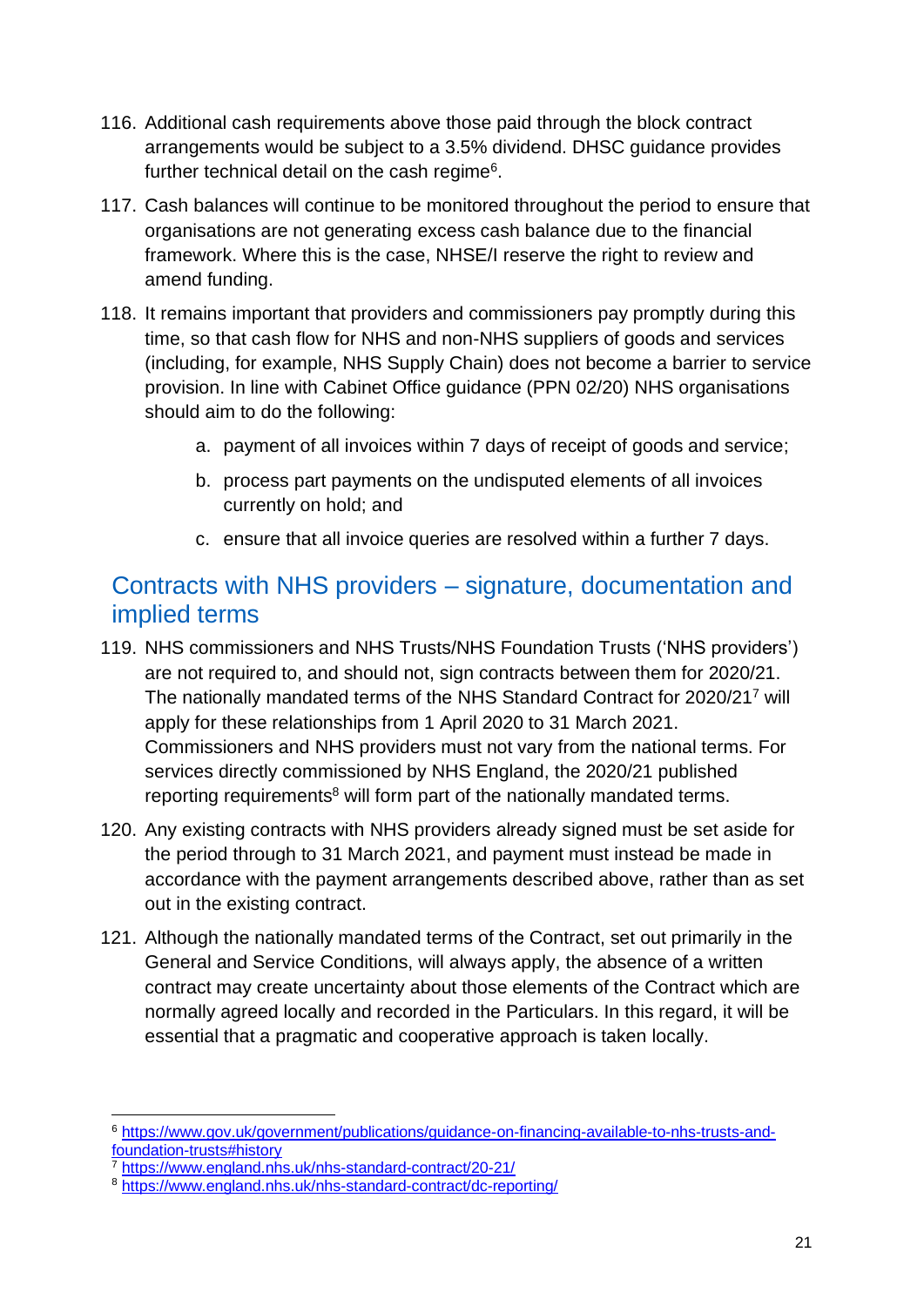116. Additional cash requirements above those paid through the block contract arrangements would be subject to a 3.5% dividend. DHSC guidance provides further technical detail on the cash regime[6].

117. Cash balances will continue to be monitored throughout the period to ensure that organisations are not generating excess cash balance due to the financial framework. Where this is the case, NHSE/I reserve the right to review and amend funding.

118. It remains important that providers and commissioners pay promptly during this time, so that cash flow for NHS and non-NHS suppliers of goods and services (including, for example, NHS Supply Chain) does not become a barrier to service provision. In line with Cabinet Office guidance (PPN 02/20) NHS organisations should aim to do the following:

    a. payment of all invoices within 7 days of receipt of goods and service;

    b. process part payments on the undisputed elements of all invoices currently on hold; and

    c. ensure that all invoice queries are resolved within a further 7 days.

## Contracts with NHS providers – signature, documentation and implied terms

119. NHS commissioners and NHS Trusts/NHS Foundation Trusts ('NHS providers') are not required to, and should not, sign contracts between them for 2020/21. The nationally mandated terms of the NHS Standard Contract for 2020/21[7] will apply for these relationships from 1 April 2020 to 31 March 2021. Commissioners and NHS providers must not vary from the national terms. For services directly commissioned by NHS England, the 2020/21 published reporting requirements[8] will form part of the nationally mandated terms.

120. Any existing contracts with NHS providers already signed must be set aside for the period through to 31 March 2021, and payment must instead be made in accordance with the payment arrangements described above, rather than as set out in the existing contract.

121. Although the nationally mandated terms of the Contract, set out primarily in the General and Service Conditions, will always apply, the absence of a written contract may create uncertainty about those elements of the Contract which are normally agreed locally and recorded in the Particulars. In this regard, it will be essential that a pragmatic and cooperative approach is taken locally.

---

[6] https://www.gov.uk/government/publications/guidance-on-financing-available-to-nhs-trusts-and-foundation-trusts#history

[7] https://www.england.nhs.uk/nhs-standard-contract/20-21/

[8] https://www.england.nhs.uk/nhs-standard-contract/dc-reporting/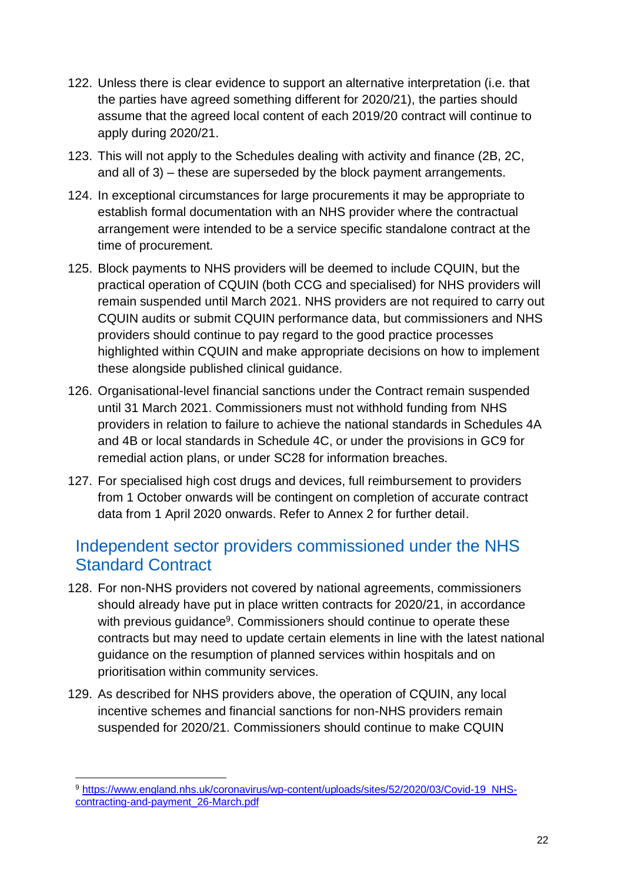122. Unless there is clear evidence to support an alternative interpretation (i.e. that the parties have agreed something different for 2020/21), the parties should assume that the agreed local content of each 2019/20 contract will continue to apply during 2020/21.

123. This will not apply to the Schedules dealing with activity and finance (2B, 2C, and all of 3) – these are superseded by the block payment arrangements.

124. In exceptional circumstances for large procurements it may be appropriate to establish formal documentation with an NHS provider where the contractual arrangement were intended to be a service specific standalone contract at the time of procurement.

125. Block payments to NHS providers will be deemed to include CQUIN, but the practical operation of CQUIN (both CCG and specialised) for NHS providers will remain suspended until March 2021. NHS providers are not required to carry out CQUIN audits or submit CQUIN performance data, but commissioners and NHS providers should continue to pay regard to the good practice processes highlighted within CQUIN and make appropriate decisions on how to implement these alongside published clinical guidance.

126. Organisational-level financial sanctions under the Contract remain suspended until 31 March 2021. Commissioners must not withhold funding from NHS providers in relation to failure to achieve the national standards in Schedules 4A and 4B or local standards in Schedule 4C, or under the provisions in GC9 for remedial action plans, or under SC28 for information breaches.

127. For specialised high cost drugs and devices, full reimbursement to providers from 1 October onwards will be contingent on completion of accurate contract data from 1 April 2020 onwards. Refer to Annex 2 for further detail.

## Independent sector providers commissioned under the NHS Standard Contract

128. For non-NHS providers not covered by national agreements, commissioners should already have put in place written contracts for 2020/21, in accordance with previous guidance[9]. Commissioners should continue to operate these contracts but may need to update certain elements in line with the latest national guidance on the resumption of planned services within hospitals and on prioritisation within community services.

129. As described for NHS providers above, the operation of CQUIN, any local incentive schemes and financial sanctions for non-NHS providers remain suspended for 2020/21. Commissioners should continue to make CQUIN

[9] https://www.england.nhs.uk/coronavirus/wp-content/uploads/sites/52/2020/03/Covid-19_NHS-contracting-and-payment_26-March.pdf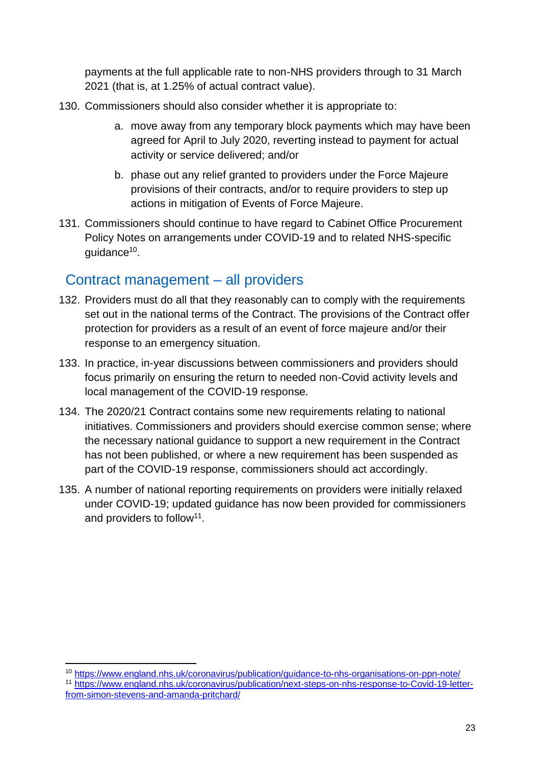payments at the full applicable rate to non-NHS providers through to 31 March 2021 (that is, at 1.25% of actual contract value).

130. Commissioners should also consider whether it is appropriate to:

    a. move away from any temporary block payments which may have been agreed for April to July 2020, reverting instead to payment for actual activity or service delivered; and/or

    b. phase out any relief granted to providers under the Force Majeure provisions of their contracts, and/or to require providers to step up actions in mitigation of Events of Force Majeure.

131. Commissioners should continue to have regard to Cabinet Office Procurement Policy Notes on arrangements under COVID-19 and to related NHS-specific guidance[10].

## Contract management – all providers

132. Providers must do all that they reasonably can to comply with the requirements set out in the national terms of the Contract. The provisions of the Contract offer protection for providers as a result of an event of force majeure and/or their response to an emergency situation.

133. In practice, in-year discussions between commissioners and providers should focus primarily on ensuring the return to needed non-Covid activity levels and local management of the COVID-19 response.

134. The 2020/21 Contract contains some new requirements relating to national initiatives. Commissioners and providers should exercise common sense; where the necessary national guidance to support a new requirement in the Contract has not been published, or where a new requirement has been suspended as part of the COVID-19 response, commissioners should act accordingly.

135. A number of national reporting requirements on providers were initially relaxed under COVID-19; updated guidance has now been provided for commissioners and providers to follow[11].

---

[10] https://www.england.nhs.uk/coronavirus/publication/guidance-to-nhs-organisations-on-ppn-note/

[11] https://www.england.nhs.uk/coronavirus/publication/next-steps-on-nhs-response-to-Covid-19-letter-from-simon-stevens-and-amanda-pritchard/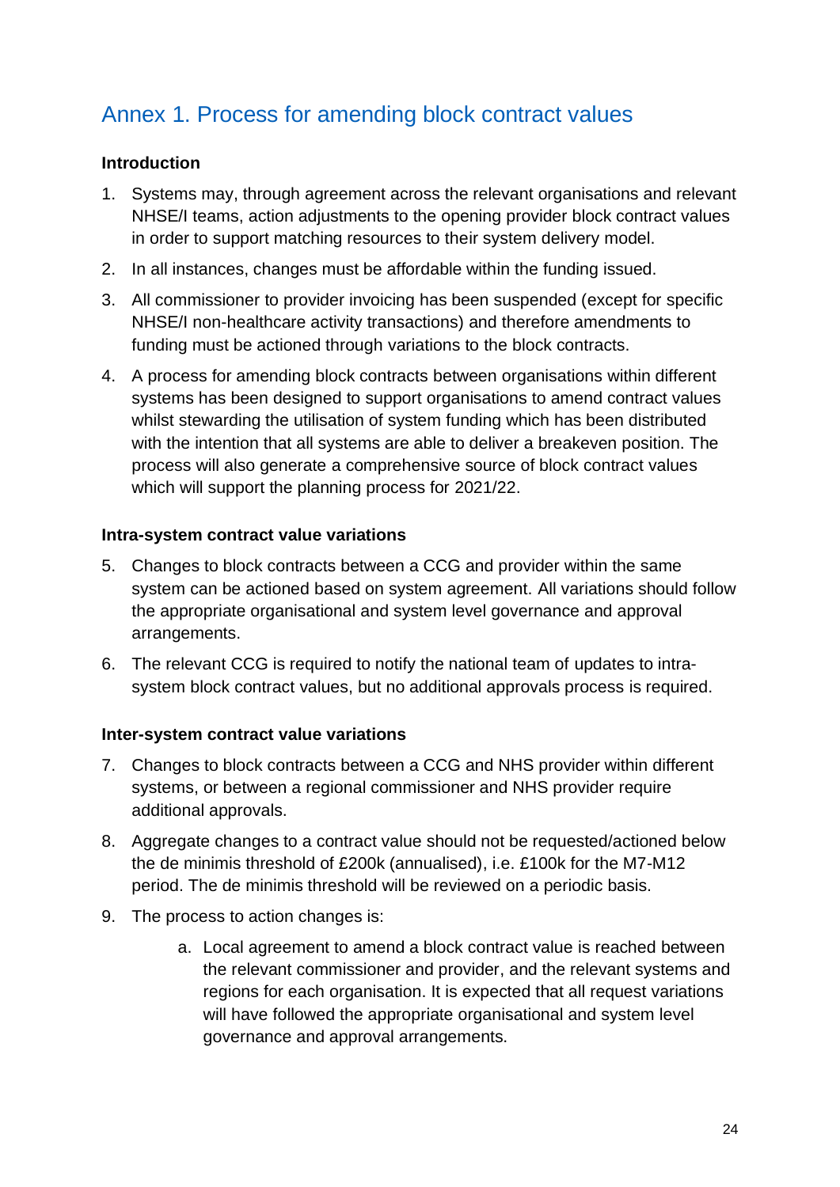## Annex 1. Process for amending block contract values

**Introduction**

1. Systems may, through agreement across the relevant organisations and relevant NHSE/I teams, action adjustments to the opening provider block contract values in order to support matching resources to their system delivery model.
2. In all instances, changes must be affordable within the funding issued.
3. All commissioner to provider invoicing has been suspended (except for specific NHSE/I non-healthcare activity transactions) and therefore amendments to funding must be actioned through variations to the block contracts.
4. A process for amending block contracts between organisations within different systems has been designed to support organisations to amend contract values whilst stewarding the utilisation of system funding which has been distributed with the intention that all systems are able to deliver a breakeven position. The process will also generate a comprehensive source of block contract values which will support the planning process for 2021/22.

**Intra-system contract value variations**

5. Changes to block contracts between a CCG and provider within the same system can be actioned based on system agreement. All variations should follow the appropriate organisational and system level governance and approval arrangements.
6. The relevant CCG is required to notify the national team of updates to intra-system block contract values, but no additional approvals process is required.

**Inter-system contract value variations**

7. Changes to block contracts between a CCG and NHS provider within different systems, or between a regional commissioner and NHS provider require additional approvals.
8. Aggregate changes to a contract value should not be requested/actioned below the de minimis threshold of £200k (annualised), i.e. £100k for the M7-M12 period. The de minimis threshold will be reviewed on a periodic basis.
9. The process to action changes is:
    a. Local agreement to amend a block contract value is reached between the relevant commissioner and provider, and the relevant systems and regions for each organisation. It is expected that all request variations will have followed the appropriate organisational and system level governance and approval arrangements.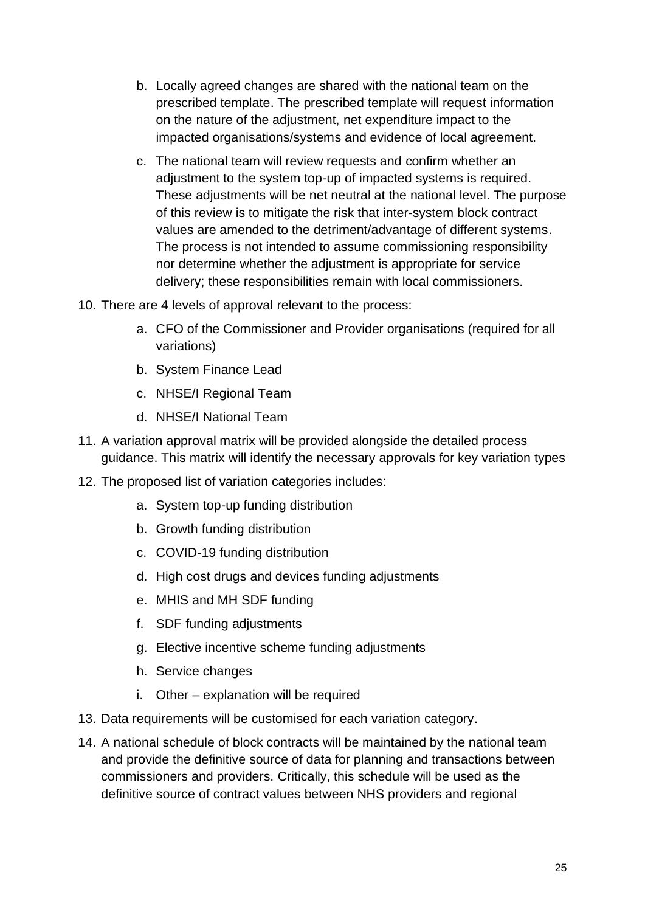b. Locally agreed changes are shared with the national team on the prescribed template. The prescribed template will request information on the nature of the adjustment, net expenditure impact to the impacted organisations/systems and evidence of local agreement.

   c. The national team will review requests and confirm whether an adjustment to the system top-up of impacted systems is required. These adjustments will be net neutral at the national level. The purpose of this review is to mitigate the risk that inter-system block contract values are amended to the detriment/advantage of different systems. The process is not intended to assume commissioning responsibility nor determine whether the adjustment is appropriate for service delivery; these responsibilities remain with local commissioners.

10. There are 4 levels of approval relevant to the process:

    a. CFO of the Commissioner and Provider organisations (required for all variations)

    b. System Finance Lead

    c. NHSE/I Regional Team

    d. NHSE/I National Team

11. A variation approval matrix will be provided alongside the detailed process guidance. This matrix will identify the necessary approvals for key variation types

12. The proposed list of variation categories includes:

    a. System top-up funding distribution

    b. Growth funding distribution

    c. COVID-19 funding distribution

    d. High cost drugs and devices funding adjustments

    e. MHIS and MH SDF funding

    f. SDF funding adjustments

    g. Elective incentive scheme funding adjustments

    h. Service changes

    i. Other – explanation will be required

13. Data requirements will be customised for each variation category.

14. A national schedule of block contracts will be maintained by the national team and provide the definitive source of data for planning and transactions between commissioners and providers. Critically, this schedule will be used as the definitive source of contract values between NHS providers and regional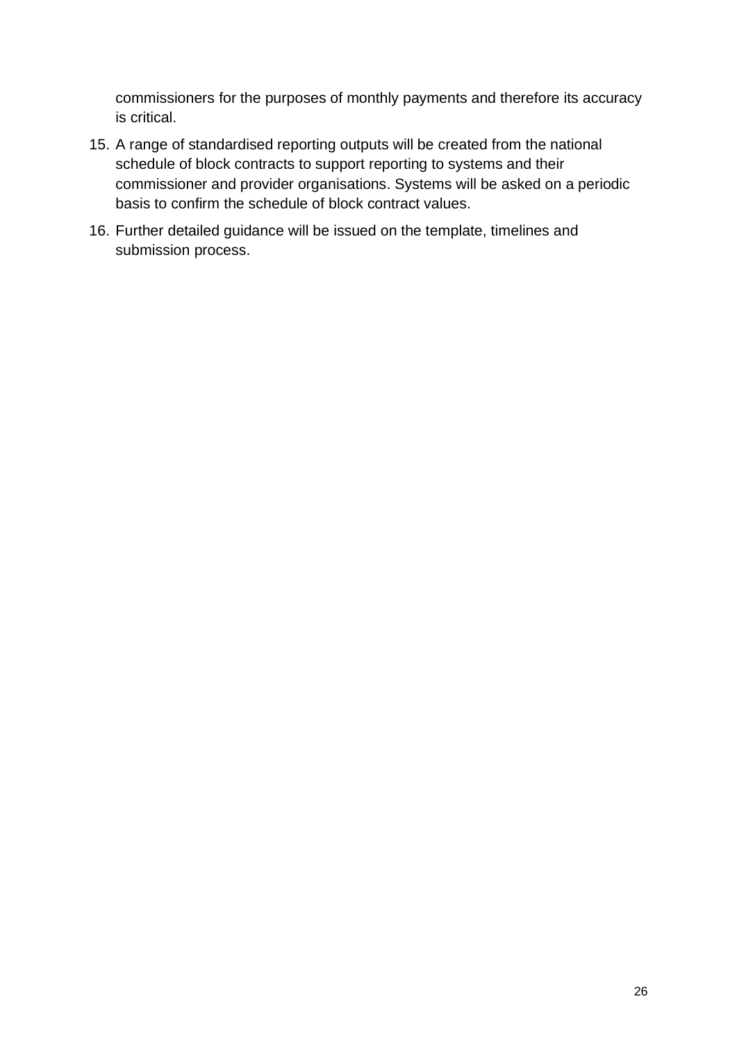commissioners for the purposes of monthly payments and therefore its accuracy is critical.

15. A range of standardised reporting outputs will be created from the national schedule of block contracts to support reporting to systems and their commissioner and provider organisations. Systems will be asked on a periodic basis to confirm the schedule of block contract values.
16. Further detailed guidance will be issued on the template, timelines and submission process.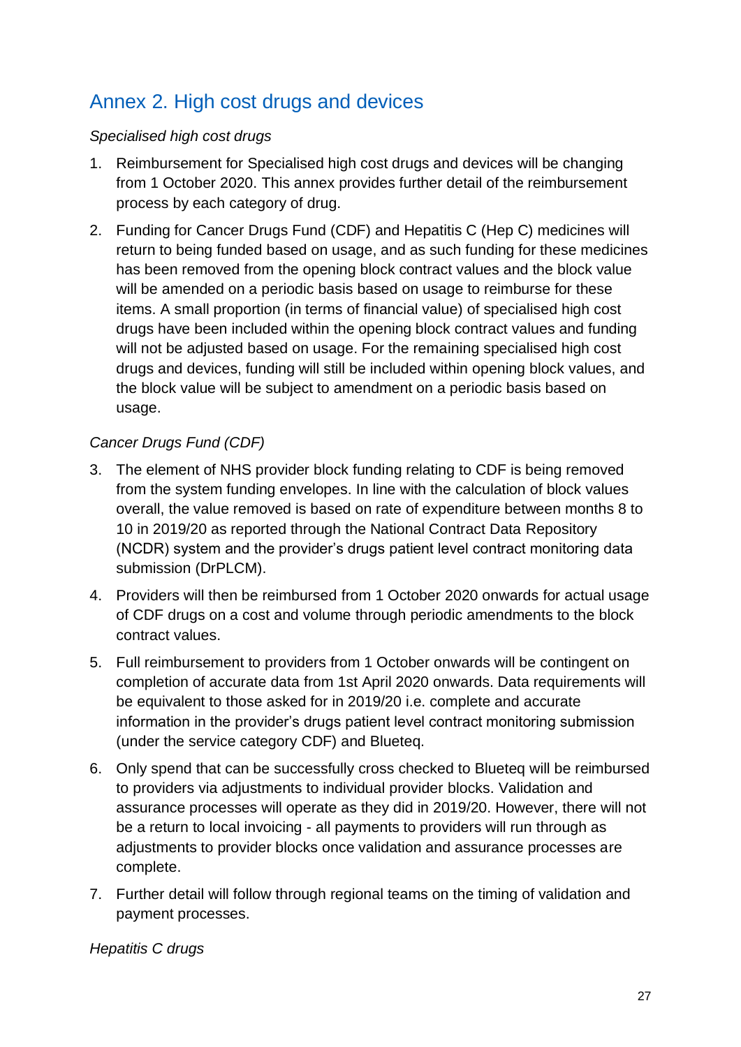## Annex 2. High cost drugs and devices

*Specialised high cost drugs*

1. Reimbursement for Specialised high cost drugs and devices will be changing from 1 October 2020. This annex provides further detail of the reimbursement process by each category of drug.
2. Funding for Cancer Drugs Fund (CDF) and Hepatitis C (Hep C) medicines will return to being funded based on usage, and as such funding for these medicines has been removed from the opening block contract values and the block value will be amended on a periodic basis based on usage to reimburse for these items. A small proportion (in terms of financial value) of specialised high cost drugs have been included within the opening block contract values and funding will not be adjusted based on usage. For the remaining specialised high cost drugs and devices, funding will still be included within opening block values, and the block value will be subject to amendment on a periodic basis based on usage.

*Cancer Drugs Fund (CDF)*

3. The element of NHS provider block funding relating to CDF is being removed from the system funding envelopes. In line with the calculation of block values overall, the value removed is based on rate of expenditure between months 8 to 10 in 2019/20 as reported through the National Contract Data Repository (NCDR) system and the provider's drugs patient level contract monitoring data submission (DrPLCM).
4. Providers will then be reimbursed from 1 October 2020 onwards for actual usage of CDF drugs on a cost and volume through periodic amendments to the block contract values.
5. Full reimbursement to providers from 1 October onwards will be contingent on completion of accurate data from 1st April 2020 onwards. Data requirements will be equivalent to those asked for in 2019/20 i.e. complete and accurate information in the provider's drugs patient level contract monitoring submission (under the service category CDF) and Blueteq.
6. Only spend that can be successfully cross checked to Blueteq will be reimbursed to providers via adjustments to individual provider blocks. Validation and assurance processes will operate as they did in 2019/20. However, there will not be a return to local invoicing - all payments to providers will run through as adjustments to provider blocks once validation and assurance processes are complete.
7. Further detail will follow through regional teams on the timing of validation and payment processes.

*Hepatitis C drugs*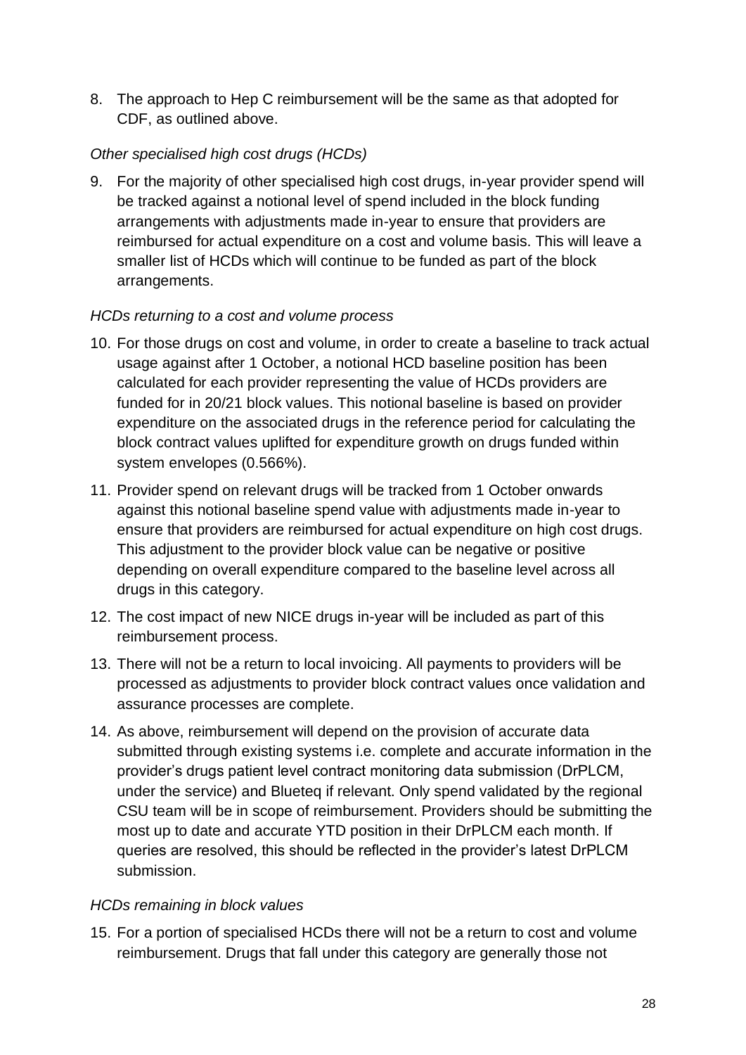8. The approach to Hep C reimbursement will be the same as that adopted for CDF, as outlined above.

*Other specialised high cost drugs (HCDs)*

9. For the majority of other specialised high cost drugs, in-year provider spend will be tracked against a notional level of spend included in the block funding arrangements with adjustments made in-year to ensure that providers are reimbursed for actual expenditure on a cost and volume basis. This will leave a smaller list of HCDs which will continue to be funded as part of the block arrangements.

*HCDs returning to a cost and volume process*

10. For those drugs on cost and volume, in order to create a baseline to track actual usage against after 1 October, a notional HCD baseline position has been calculated for each provider representing the value of HCDs providers are funded for in 20/21 block values. This notional baseline is based on provider expenditure on the associated drugs in the reference period for calculating the block contract values uplifted for expenditure growth on drugs funded within system envelopes (0.566%).
11. Provider spend on relevant drugs will be tracked from 1 October onwards against this notional baseline spend value with adjustments made in-year to ensure that providers are reimbursed for actual expenditure on high cost drugs. This adjustment to the provider block value can be negative or positive depending on overall expenditure compared to the baseline level across all drugs in this category.
12. The cost impact of new NICE drugs in-year will be included as part of this reimbursement process.
13. There will not be a return to local invoicing. All payments to providers will be processed as adjustments to provider block contract values once validation and assurance processes are complete.
14. As above, reimbursement will depend on the provision of accurate data submitted through existing systems i.e. complete and accurate information in the provider's drugs patient level contract monitoring data submission (DrPLCM, under the service) and Blueteq if relevant. Only spend validated by the regional CSU team will be in scope of reimbursement. Providers should be submitting the most up to date and accurate YTD position in their DrPLCM each month. If queries are resolved, this should be reflected in the provider's latest DrPLCM submission.

*HCDs remaining in block values*

15. For a portion of specialised HCDs there will not be a return to cost and volume reimbursement. Drugs that fall under this category are generally those not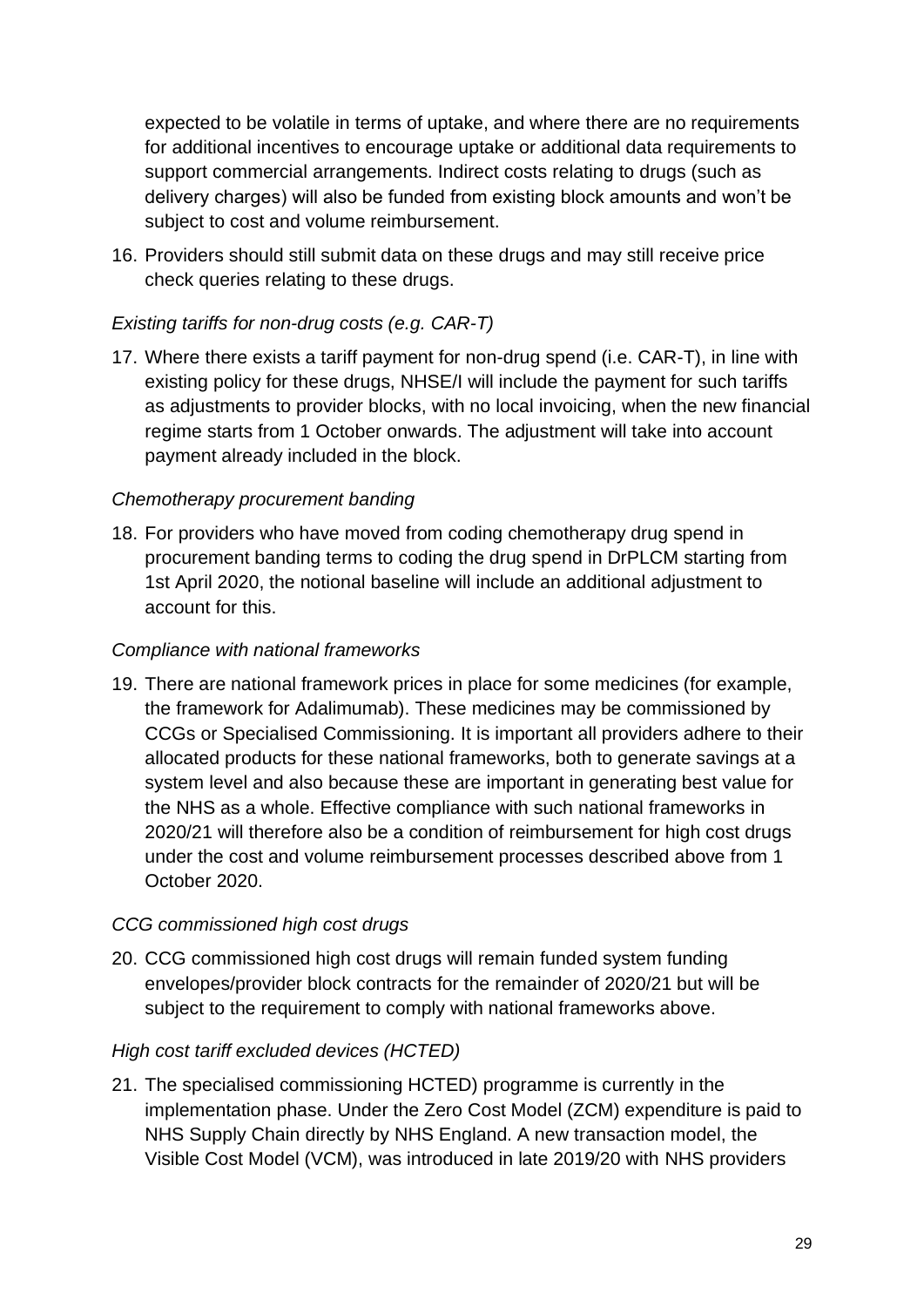expected to be volatile in terms of uptake, and where there are no requirements for additional incentives to encourage uptake or additional data requirements to support commercial arrangements. Indirect costs relating to drugs (such as delivery charges) will also be funded from existing block amounts and won't be subject to cost and volume reimbursement.

16. Providers should still submit data on these drugs and may still receive price check queries relating to these drugs.

*Existing tariffs for non-drug costs (e.g. CAR-T)*

17. Where there exists a tariff payment for non-drug spend (i.e. CAR-T), in line with existing policy for these drugs, NHSE/I will include the payment for such tariffs as adjustments to provider blocks, with no local invoicing, when the new financial regime starts from 1 October onwards. The adjustment will take into account payment already included in the block.

*Chemotherapy procurement banding*

18. For providers who have moved from coding chemotherapy drug spend in procurement banding terms to coding the drug spend in DrPLCM starting from 1st April 2020, the notional baseline will include an additional adjustment to account for this.

*Compliance with national frameworks*

19. There are national framework prices in place for some medicines (for example, the framework for Adalimumab). These medicines may be commissioned by CCGs or Specialised Commissioning. It is important all providers adhere to their allocated products for these national frameworks, both to generate savings at a system level and also because these are important in generating best value for the NHS as a whole. Effective compliance with such national frameworks in 2020/21 will therefore also be a condition of reimbursement for high cost drugs under the cost and volume reimbursement processes described above from 1 October 2020.

*CCG commissioned high cost drugs*

20. CCG commissioned high cost drugs will remain funded system funding envelopes/provider block contracts for the remainder of 2020/21 but will be subject to the requirement to comply with national frameworks above.

*High cost tariff excluded devices (HCTED)*

21. The specialised commissioning HCTED) programme is currently in the implementation phase. Under the Zero Cost Model (ZCM) expenditure is paid to NHS Supply Chain directly by NHS England. A new transaction model, the Visible Cost Model (VCM), was introduced in late 2019/20 with NHS providers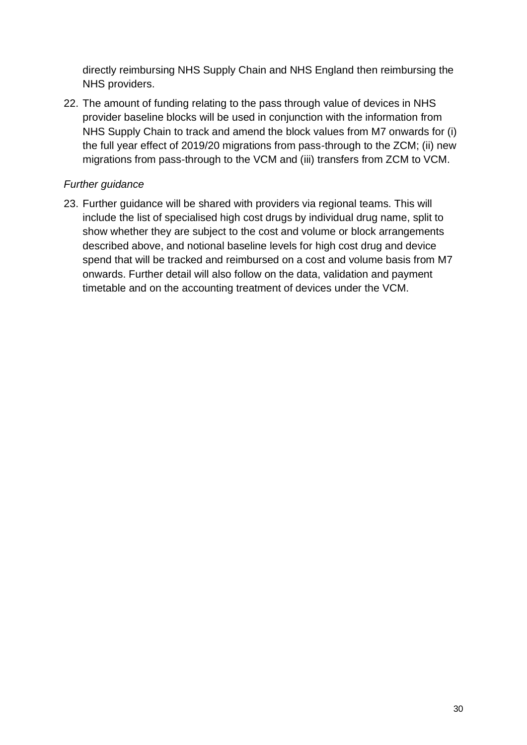directly reimbursing NHS Supply Chain and NHS England then reimbursing the NHS providers.

22. The amount of funding relating to the pass through value of devices in NHS provider baseline blocks will be used in conjunction with the information from NHS Supply Chain to track and amend the block values from M7 onwards for (i) the full year effect of 2019/20 migrations from pass-through to the ZCM; (ii) new migrations from pass-through to the VCM and (iii) transfers from ZCM to VCM.

*Further guidance*

23. Further guidance will be shared with providers via regional teams. This will include the list of specialised high cost drugs by individual drug name, split to show whether they are subject to the cost and volume or block arrangements described above, and notional baseline levels for high cost drug and device spend that will be tracked and reimbursed on a cost and volume basis from M7 onwards. Further detail will also follow on the data, validation and payment timetable and on the accounting treatment of devices under the VCM.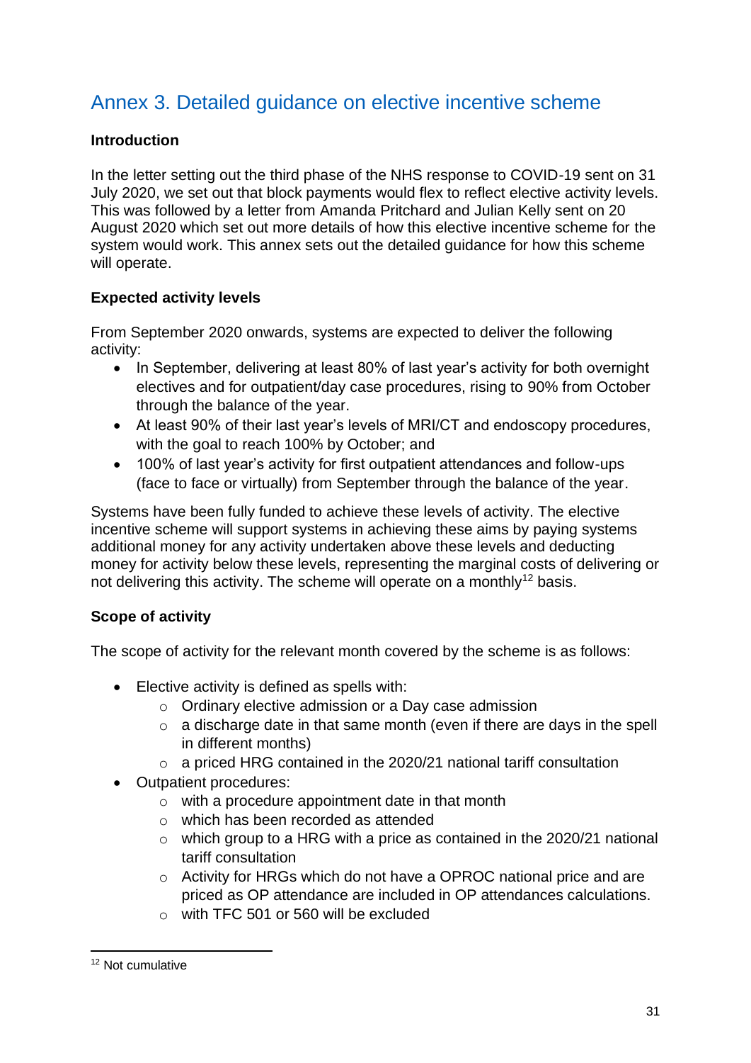# Annex 3. Detailed guidance on elective incentive scheme

**Introduction**

In the letter setting out the third phase of the NHS response to COVID-19 sent on 31 July 2020, we set out that block payments would flex to reflect elective activity levels. This was followed by a letter from Amanda Pritchard and Julian Kelly sent on 20 August 2020 which set out more details of how this elective incentive scheme for the system would work. This annex sets out the detailed guidance for how this scheme will operate.

**Expected activity levels**

From September 2020 onwards, systems are expected to deliver the following activity:

- In September, delivering at least 80% of last year's activity for both overnight electives and for outpatient/day case procedures, rising to 90% from October through the balance of the year.
- At least 90% of their last year's levels of MRI/CT and endoscopy procedures, with the goal to reach 100% by October; and
- 100% of last year's activity for first outpatient attendances and follow-ups (face to face or virtually) from September through the balance of the year.

Systems have been fully funded to achieve these levels of activity. The elective incentive scheme will support systems in achieving these aims by paying systems additional money for any activity undertaken above these levels and deducting money for activity below these levels, representing the marginal costs of delivering or not delivering this activity. The scheme will operate on a monthly[12] basis.

**Scope of activity**

The scope of activity for the relevant month covered by the scheme is as follows:

- Elective activity is defined as spells with:
  - Ordinary elective admission or a Day case admission
  - a discharge date in that same month (even if there are days in the spell in different months)
  - a priced HRG contained in the 2020/21 national tariff consultation
- Outpatient procedures:
  - with a procedure appointment date in that month
  - which has been recorded as attended
  - which group to a HRG with a price as contained in the 2020/21 national tariff consultation
  - Activity for HRGs which do not have a OPROC national price and are priced as OP attendance are included in OP attendances calculations.
  - with TFC 501 or 560 will be excluded

[12] Not cumulative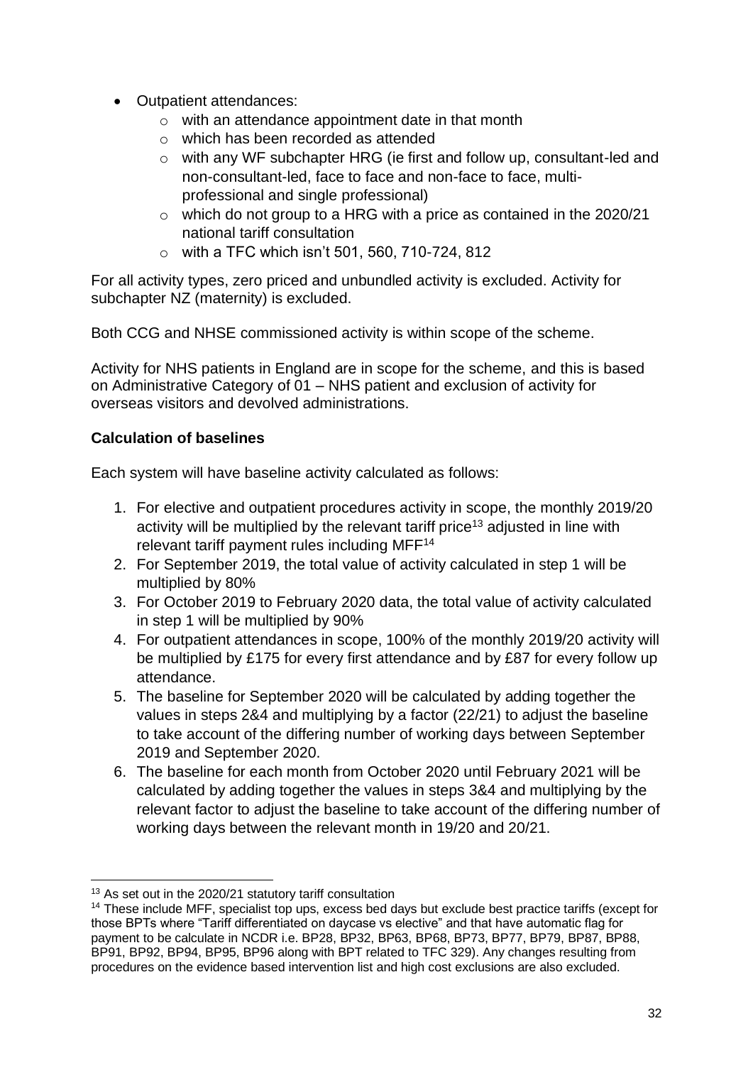- Outpatient attendances:
    - with an attendance appointment date in that month
    - which has been recorded as attended
    - with any WF subchapter HRG (ie first and follow up, consultant-led and non-consultant-led, face to face and non-face to face, multi-professional and single professional)
    - which do not group to a HRG with a price as contained in the 2020/21 national tariff consultation
    - with a TFC which isn't 501, 560, 710-724, 812

For all activity types, zero priced and unbundled activity is excluded. Activity for subchapter NZ (maternity) is excluded.

Both CCG and NHSE commissioned activity is within scope of the scheme.

Activity for NHS patients in England are in scope for the scheme, and this is based on Administrative Category of 01 – NHS patient and exclusion of activity for overseas visitors and devolved administrations.

**Calculation of baselines**

Each system will have baseline activity calculated as follows:

1. For elective and outpatient procedures activity in scope, the monthly 2019/20 activity will be multiplied by the relevant tariff price[13] adjusted in line with relevant tariff payment rules including MFF[14]
2. For September 2019, the total value of activity calculated in step 1 will be multiplied by 80%
3. For October 2019 to February 2020 data, the total value of activity calculated in step 1 will be multiplied by 90%
4. For outpatient attendances in scope, 100% of the monthly 2019/20 activity will be multiplied by £175 for every first attendance and by £87 for every follow up attendance.
5. The baseline for September 2020 will be calculated by adding together the values in steps 2&4 and multiplying by a factor (22/21) to adjust the baseline to take account of the differing number of working days between September 2019 and September 2020.
6. The baseline for each month from October 2020 until February 2021 will be calculated by adding together the values in steps 3&4 and multiplying by the relevant factor to adjust the baseline to take account of the differing number of working days between the relevant month in 19/20 and 20/21.

[13] As set out in the 2020/21 statutory tariff consultation

[14] These include MFF, specialist top ups, excess bed days but exclude best practice tariffs (except for those BPTs where "Tariff differentiated on daycase vs elective" and that have automatic flag for payment to be calculate in NCDR i.e. BP28, BP32, BP63, BP68, BP73, BP77, BP79, BP87, BP88, BP91, BP92, BP94, BP95, BP96 along with BPT related to TFC 329). Any changes resulting from procedures on the evidence based intervention list and high cost exclusions are also excluded.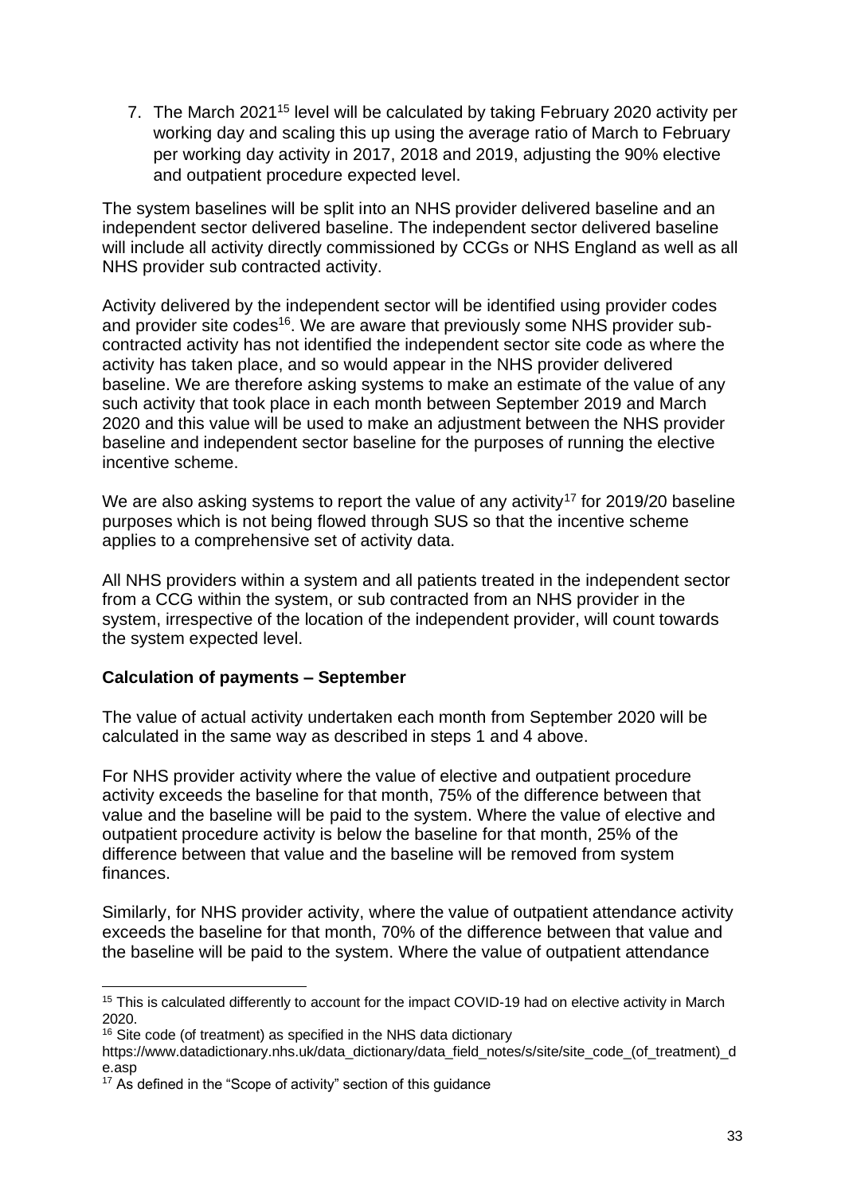7. The March 2021[15] level will be calculated by taking February 2020 activity per working day and scaling this up using the average ratio of March to February per working day activity in 2017, 2018 and 2019, adjusting the 90% elective and outpatient procedure expected level.

The system baselines will be split into an NHS provider delivered baseline and an independent sector delivered baseline. The independent sector delivered baseline will include all activity directly commissioned by CCGs or NHS England as well as all NHS provider sub contracted activity.

Activity delivered by the independent sector will be identified using provider codes and provider site codes[16]. We are aware that previously some NHS provider sub-contracted activity has not identified the independent sector site code as where the activity has taken place, and so would appear in the NHS provider delivered baseline. We are therefore asking systems to make an estimate of the value of any such activity that took place in each month between September 2019 and March 2020 and this value will be used to make an adjustment between the NHS provider baseline and independent sector baseline for the purposes of running the elective incentive scheme.

We are also asking systems to report the value of any activity[17] for 2019/20 baseline purposes which is not being flowed through SUS so that the incentive scheme applies to a comprehensive set of activity data.

All NHS providers within a system and all patients treated in the independent sector from a CCG within the system, or sub contracted from an NHS provider in the system, irrespective of the location of the independent provider, will count towards the system expected level.

**Calculation of payments – September**

The value of actual activity undertaken each month from September 2020 will be calculated in the same way as described in steps 1 and 4 above.

For NHS provider activity where the value of elective and outpatient procedure activity exceeds the baseline for that month, 75% of the difference between that value and the baseline will be paid to the system. Where the value of elective and outpatient procedure activity is below the baseline for that month, 25% of the difference between that value and the baseline will be removed from system finances.

Similarly, for NHS provider activity, where the value of outpatient attendance activity exceeds the baseline for that month, 70% of the difference between that value and the baseline will be paid to the system. Where the value of outpatient attendance

---

[15] This is calculated differently to account for the impact COVID-19 had on elective activity in March 2020.

[16] Site code (of treatment) as specified in the NHS data dictionary https://www.datadictionary.nhs.uk/data_dictionary/data_field_notes/s/site/site_code_(of_treatment)_de.asp

[17] As defined in the "Scope of activity" section of this guidance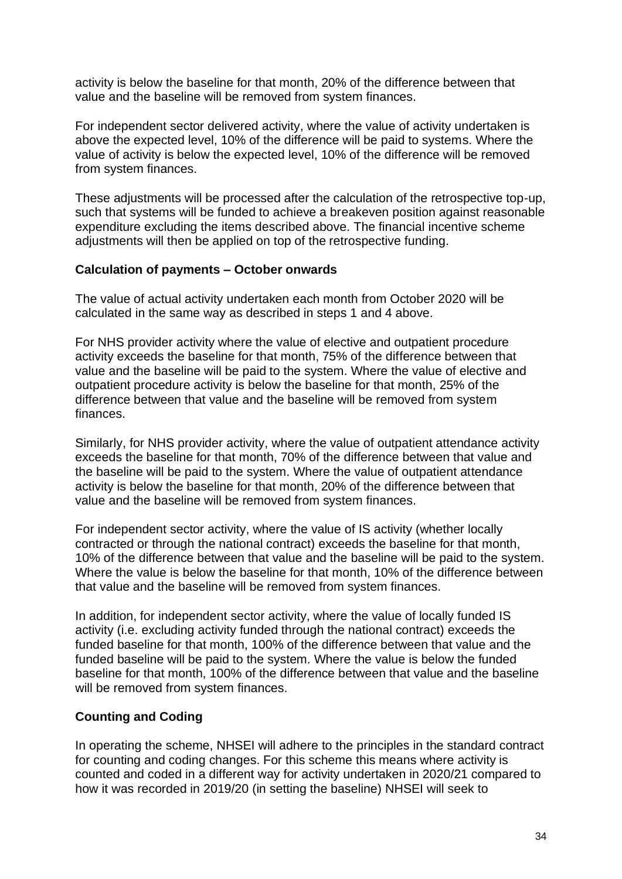activity is below the baseline for that month, 20% of the difference between that value and the baseline will be removed from system finances.

For independent sector delivered activity, where the value of activity undertaken is above the expected level, 10% of the difference will be paid to systems. Where the value of activity is below the expected level, 10% of the difference will be removed from system finances.

These adjustments will be processed after the calculation of the retrospective top-up, such that systems will be funded to achieve a breakeven position against reasonable expenditure excluding the items described above. The financial incentive scheme adjustments will then be applied on top of the retrospective funding.

**Calculation of payments – October onwards**

The value of actual activity undertaken each month from October 2020 will be calculated in the same way as described in steps 1 and 4 above.

For NHS provider activity where the value of elective and outpatient procedure activity exceeds the baseline for that month, 75% of the difference between that value and the baseline will be paid to the system. Where the value of elective and outpatient procedure activity is below the baseline for that month, 25% of the difference between that value and the baseline will be removed from system finances.

Similarly, for NHS provider activity, where the value of outpatient attendance activity exceeds the baseline for that month, 70% of the difference between that value and the baseline will be paid to the system. Where the value of outpatient attendance activity is below the baseline for that month, 20% of the difference between that value and the baseline will be removed from system finances.

For independent sector activity, where the value of IS activity (whether locally contracted or through the national contract) exceeds the baseline for that month, 10% of the difference between that value and the baseline will be paid to the system. Where the value is below the baseline for that month, 10% of the difference between that value and the baseline will be removed from system finances.

In addition, for independent sector activity, where the value of locally funded IS activity (i.e. excluding activity funded through the national contract) exceeds the funded baseline for that month, 100% of the difference between that value and the funded baseline will be paid to the system. Where the value is below the funded baseline for that month, 100% of the difference between that value and the baseline will be removed from system finances.

**Counting and Coding**

In operating the scheme, NHSEI will adhere to the principles in the standard contract for counting and coding changes. For this scheme this means where activity is counted and coded in a different way for activity undertaken in 2020/21 compared to how it was recorded in 2019/20 (in setting the baseline) NHSEI will seek to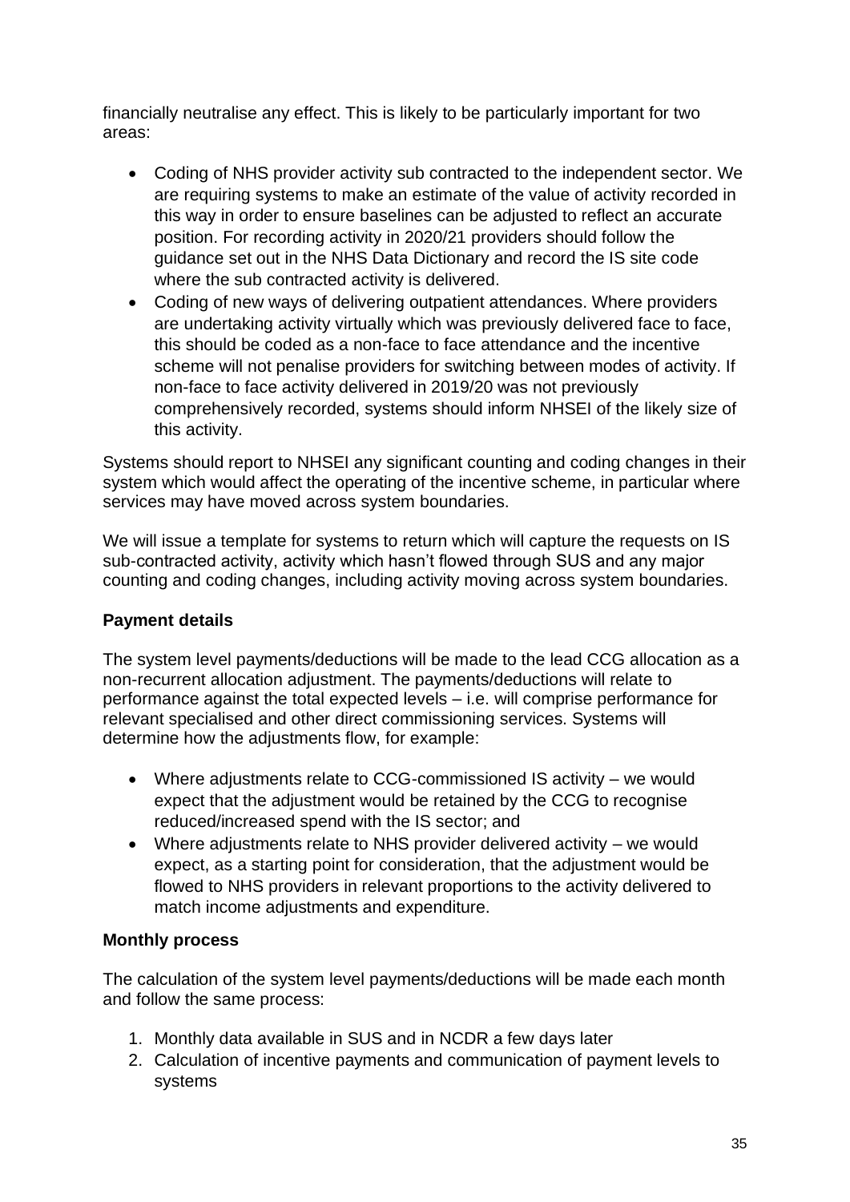financially neutralise any effect. This is likely to be particularly important for two areas:

- Coding of NHS provider activity sub contracted to the independent sector. We are requiring systems to make an estimate of the value of activity recorded in this way in order to ensure baselines can be adjusted to reflect an accurate position. For recording activity in 2020/21 providers should follow the guidance set out in the NHS Data Dictionary and record the IS site code where the sub contracted activity is delivered.
- Coding of new ways of delivering outpatient attendances. Where providers are undertaking activity virtually which was previously delivered face to face, this should be coded as a non-face to face attendance and the incentive scheme will not penalise providers for switching between modes of activity. If non-face to face activity delivered in 2019/20 was not previously comprehensively recorded, systems should inform NHSEI of the likely size of this activity.

Systems should report to NHSEI any significant counting and coding changes in their system which would affect the operating of the incentive scheme, in particular where services may have moved across system boundaries.

We will issue a template for systems to return which will capture the requests on IS sub-contracted activity, activity which hasn't flowed through SUS and any major counting and coding changes, including activity moving across system boundaries.

**Payment details**

The system level payments/deductions will be made to the lead CCG allocation as a non-recurrent allocation adjustment. The payments/deductions will relate to performance against the total expected levels – i.e. will comprise performance for relevant specialised and other direct commissioning services. Systems will determine how the adjustments flow, for example:

- Where adjustments relate to CCG-commissioned IS activity – we would expect that the adjustment would be retained by the CCG to recognise reduced/increased spend with the IS sector; and
- Where adjustments relate to NHS provider delivered activity – we would expect, as a starting point for consideration, that the adjustment would be flowed to NHS providers in relevant proportions to the activity delivered to match income adjustments and expenditure.

**Monthly process**

The calculation of the system level payments/deductions will be made each month and follow the same process:

1. Monthly data available in SUS and in NCDR a few days later
2. Calculation of incentive payments and communication of payment levels to systems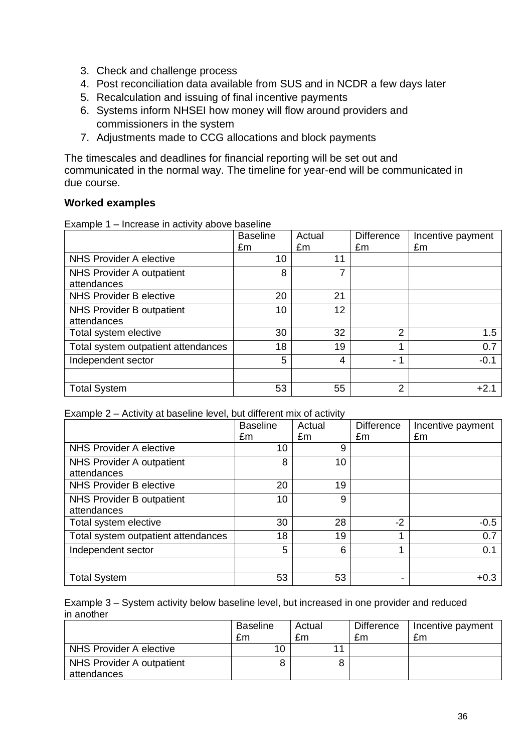3. Check and challenge process
4. Post reconciliation data available from SUS and in NCDR a few days later
5. Recalculation and issuing of final incentive payments
6. Systems inform NHSEI how money will flow around providers and commissioners in the system
7. Adjustments made to CCG allocations and block payments

The timescales and deadlines for financial reporting will be set out and communicated in the normal way. The timeline for year-end will be communicated in due course.

**Worked examples**

Example 1 – Increase in activity above baseline

| | Baseline £m | Actual £m | Difference £m | Incentive payment £m |
|---|---|---|---|---|
| NHS Provider A elective | 10 | 11 | | |
| NHS Provider A outpatient attendances | 8 | 7 | | |
| NHS Provider B elective | 20 | 21 | | |
| NHS Provider B outpatient attendances | 10 | 12 | | |
| Total system elective | 30 | 32 | 2 | 1.5 |
| Total system outpatient attendances | 18 | 19 | 1 | 0.7 |
| Independent sector | 5 | 4 | - 1 | -0.1 |
| | | | | |
| Total System | 53 | 55 | 2 | +2.1 |

Example 2 – Activity at baseline level, but different mix of activity

| | Baseline £m | Actual £m | Difference £m | Incentive payment £m |
|---|---|---|---|---|
| NHS Provider A elective | 10 | 9 | | |
| NHS Provider A outpatient attendances | 8 | 10 | | |
| NHS Provider B elective | 20 | 19 | | |
| NHS Provider B outpatient attendances | 10 | 9 | | |
| Total system elective | 30 | 28 | -2 | -0.5 |
| Total system outpatient attendances | 18 | 19 | 1 | 0.7 |
| Independent sector | 5 | 6 | 1 | 0.1 |
| | | | | |
| Total System | 53 | 53 | - | +0.3 |

Example 3 – System activity below baseline level, but increased in one provider and reduced in another

| | Baseline £m | Actual £m | Difference £m | Incentive payment £m |
|---|---|---|---|---|
| NHS Provider A elective | 10 | 11 | | |
| NHS Provider A outpatient attendances | 8 | 8 | | |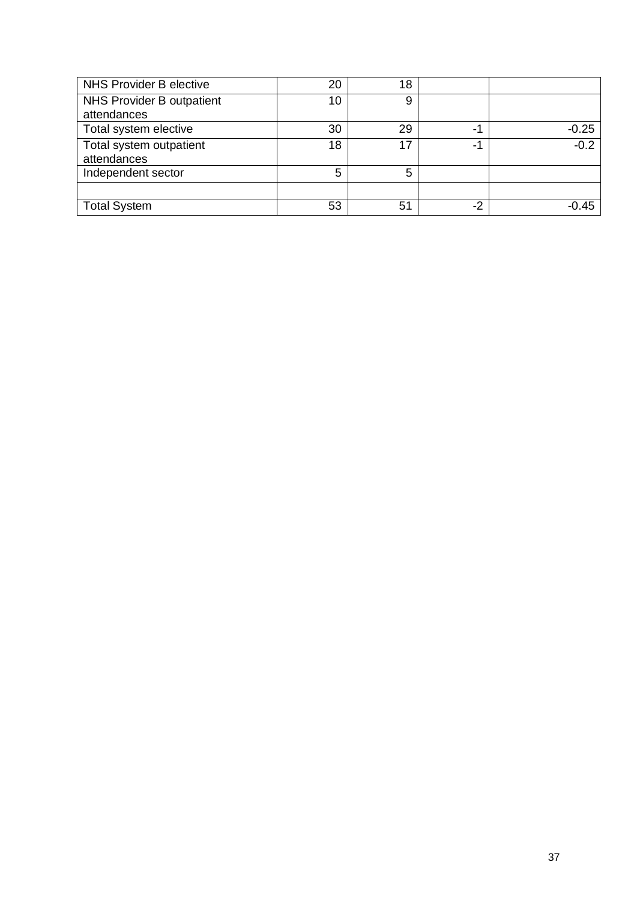| | | | | |
|---|---|---|---|---|
| NHS Provider B elective | 20 | 18 | | |
| NHS Provider B outpatient attendances | 10 | 9 | | |
| Total system elective | 30 | 29 | -1 | -0.25 |
| Total system outpatient attendances | 18 | 17 | -1 | -0.2 |
| Independent sector | 5 | 5 | | |
| | | | | |
| Total System | 53 | 51 | -2 | -0.45 |